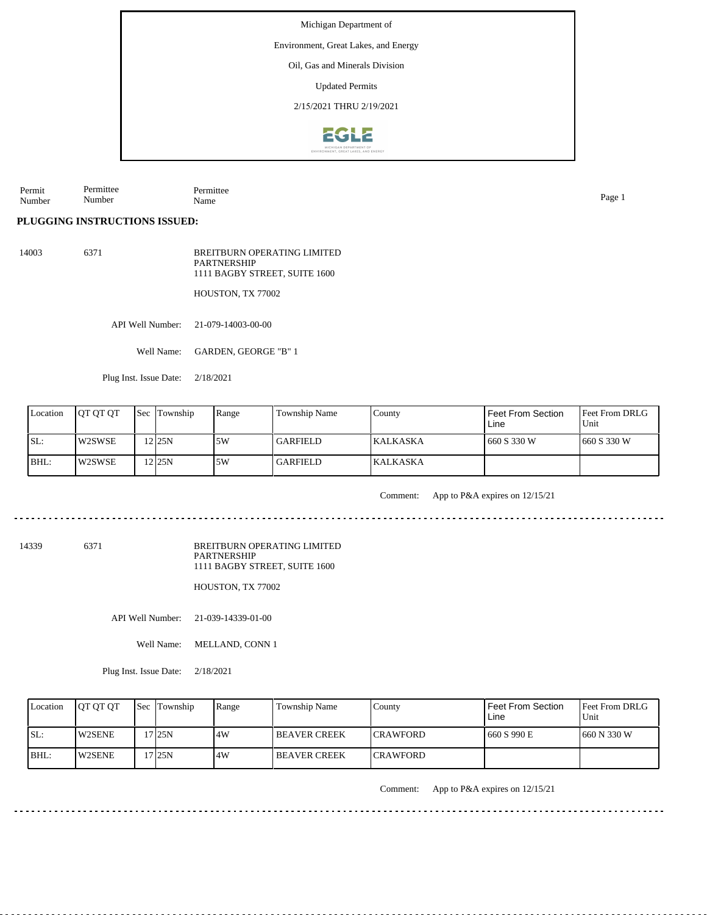Michigan Department of

Environment, Great Lakes, and Energy

Oil, Gas and Minerals Division

Updated Permits

2/15/2021 THRU 2/19/2021

| Permit Number | Permittee Number | Permittee Name |
|---|---|---|

**PLUGGING INSTRUCTIONS ISSUED:**

14003 &nbsp;&nbsp; 6371 &nbsp;&nbsp; BREITBURN OPERATING LIMITED PARTNERSHIP
1111 BAGBY STREET, SUITE 1600

HOUSTON, TX 77002

API Well Number: 21-079-14003-00-00

Well Name: GARDEN, GEORGE "B" 1

Plug Inst. Issue Date: 2/18/2021

| Location | QT QT QT | Sec | Township | Range | Township Name | County | Feet From Section Line | Feet From DRLG Unit |
|---|---|---|---|---|---|---|---|---|
| SL: | W2SWSE | 12 | 25N | 5W | GARFIELD | KALKASKA | 660 S 330 W | 660 S 330 W |
| BHL: | W2SWSE | 12 | 25N | 5W | GARFIELD | KALKASKA | | |

Comment: App to P&A expires on 12/15/21

---

14339 &nbsp;&nbsp; 6371 &nbsp;&nbsp; BREITBURN OPERATING LIMITED PARTNERSHIP
1111 BAGBY STREET, SUITE 1600

HOUSTON, TX 77002

API Well Number: 21-039-14339-01-00

Well Name: MELLAND, CONN 1

Plug Inst. Issue Date: 2/18/2021

| Location | QT QT QT | Sec | Township | Range | Township Name | County | Feet From Section Line | Feet From DRLG Unit |
|---|---|---|---|---|---|---|---|---|
| SL: | W2SENE | 17 | 25N | 4W | BEAVER CREEK | CRAWFORD | 660 S 990 E | 660 N 330 W |
| BHL: | W2SENE | 17 | 25N | 4W | BEAVER CREEK | CRAWFORD | | |

Comment: App to P&A expires on 12/15/21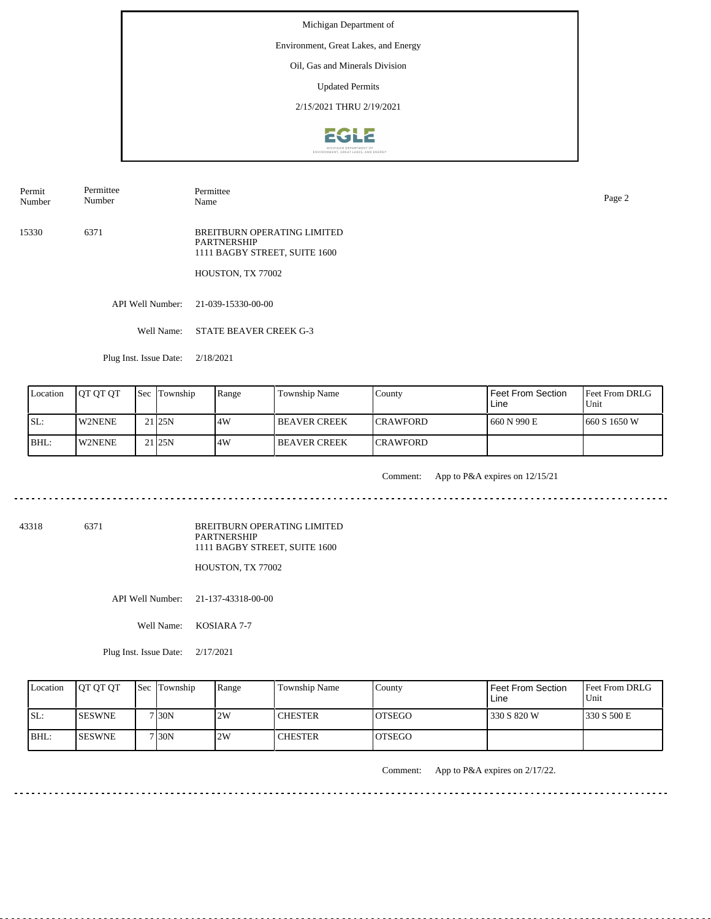Michigan Department of

Environment, Great Lakes, and Energy

Oil, Gas and Minerals Division

Updated Permits

2/15/2021 THRU 2/19/2021

| Permit Number | Permittee Number | Permittee Name |
|---|---|---|

15330 | 6371 | BREITBURN OPERATING LIMITED PARTNERSHIP
1111 BAGBY STREET, SUITE 1600
HOUSTON, TX 77002

API Well Number: 21-039-15330-00-00

Well Name: STATE BEAVER CREEK G-3

Plug Inst. Issue Date: 2/18/2021

| Location | QT QT QT | Sec | Township | Range | Township Name | County | Feet From Section Line | Feet From DRLG Unit |
|---|---|---|---|---|---|---|---|---|
| SL: | W2NENE | 21 | 25N | 4W | BEAVER CREEK | CRAWFORD | 660 N 990 E | 660 S 1650 W |
| BHL: | W2NENE | 21 | 25N | 4W | BEAVER CREEK | CRAWFORD | | |

Comment: App to P&A expires on 12/15/21

---

43318 | 6371 | BREITBURN OPERATING LIMITED PARTNERSHIP
1111 BAGBY STREET, SUITE 1600
HOUSTON, TX 77002

API Well Number: 21-137-43318-00-00

Well Name: KOSIARA 7-7

Plug Inst. Issue Date: 2/17/2021

| Location | QT QT QT | Sec | Township | Range | Township Name | County | Feet From Section Line | Feet From DRLG Unit |
|---|---|---|---|---|---|---|---|---|
| SL: | SESWNE | 7 | 30N | 2W | CHESTER | OTSEGO | 330 S 820 W | 330 S 500 E |
| BHL: | SESWNE | 7 | 30N | 2W | CHESTER | OTSEGO | | |

Comment: App to P&A expires on 2/17/22.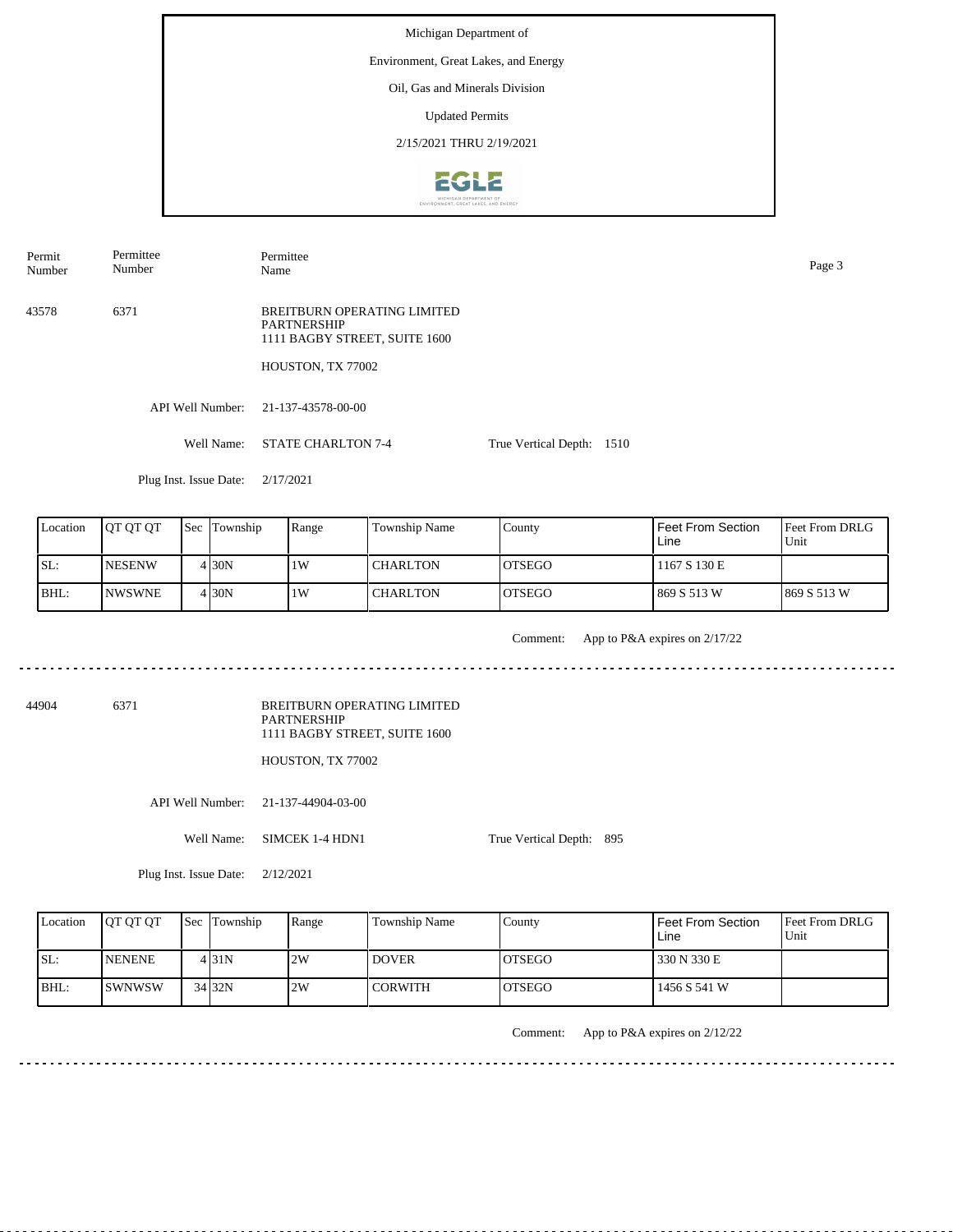Michigan Department of

Environment, Great Lakes, and Energy

Oil, Gas and Minerals Division

Updated Permits

2/15/2021 THRU 2/19/2021

| Permit Number | Permittee Number | Permittee Name |
|---|---|---|

43578 6371

BREITBURN OPERATING LIMITED PARTNERSHIP
1111 BAGBY STREET, SUITE 1600

HOUSTON, TX 77002

API Well Number: 21-137-43578-00-00

Well Name: STATE CHARLTON 7-4

True Vertical Depth: 1510

Plug Inst. Issue Date: 2/17/2021

| Location | QT QT QT | Sec | Township | Range | Township Name | County | Feet From Section Line | Feet From DRLG Unit |
|---|---|---|---|---|---|---|---|---|
| SL: | NESENW | 4 | 30N | 1W | CHARLTON | OTSEGO | 1167 S 130 E | |
| BHL: | NWSWNE | 4 | 30N | 1W | CHARLTON | OTSEGO | 869 S 513 W | 869 S 513 W |

Comment: App to P&A expires on 2/17/22

---

44904 6371

BREITBURN OPERATING LIMITED PARTNERSHIP
1111 BAGBY STREET, SUITE 1600

HOUSTON, TX 77002

API Well Number: 21-137-44904-03-00

Well Name: SIMCEK 1-4 HDN1

True Vertical Depth: 895

Plug Inst. Issue Date: 2/12/2021

| Location | QT QT QT | Sec | Township | Range | Township Name | County | Feet From Section Line | Feet From DRLG Unit |
|---|---|---|---|---|---|---|---|---|
| SL: | NENENE | 4 | 31N | 2W | DOVER | OTSEGO | 330 N 330 E | |
| BHL: | SWNWSW | 34 | 32N | 2W | CORWITH | OTSEGO | 1456 S 541 W | |

Comment: App to P&A expires on 2/12/22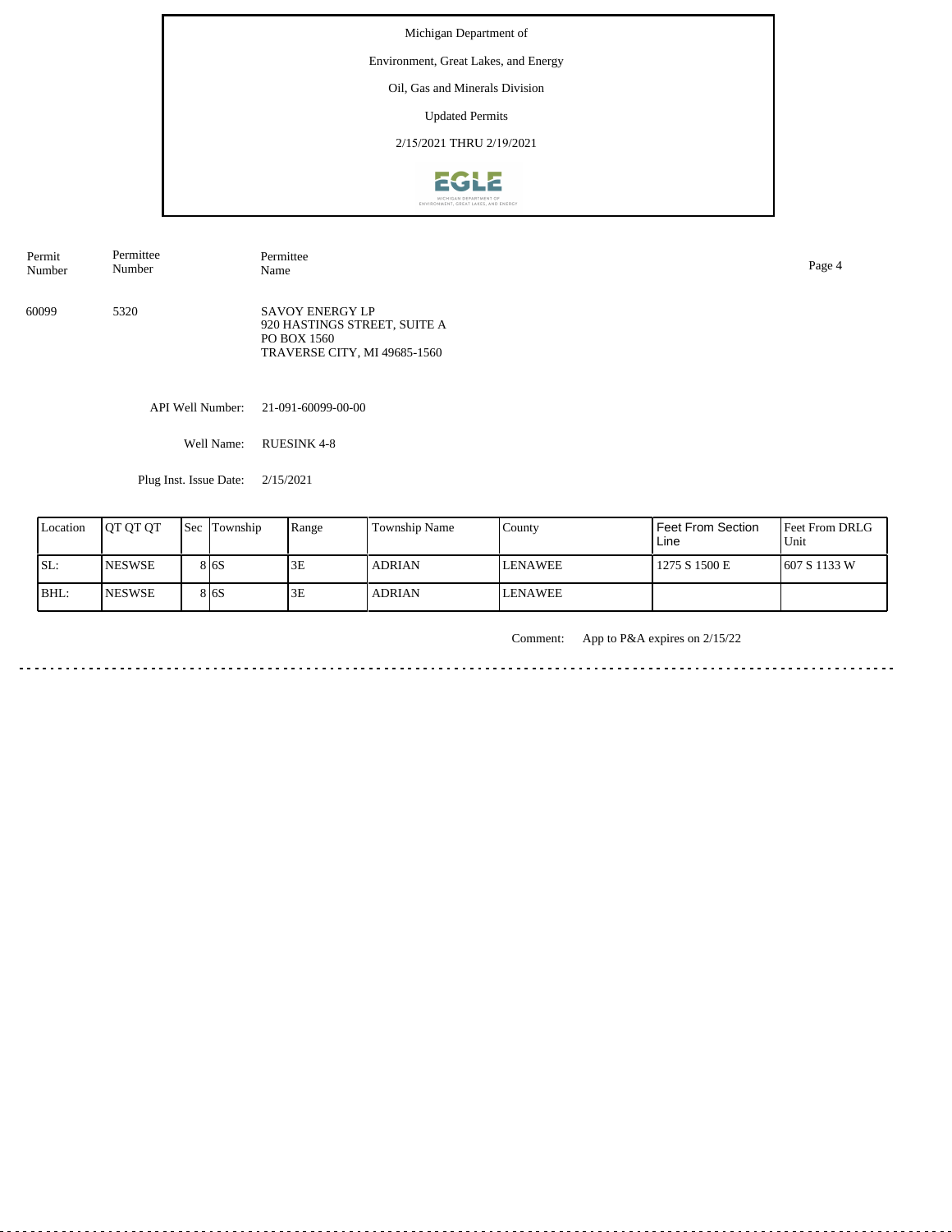Michigan Department of

Environment, Great Lakes, and Energy

Oil, Gas and Minerals Division

Updated Permits

2/15/2021 THRU 2/19/2021

| Permit Number | Permittee Number | Permittee Name |
|---|---|---|
| 60099 | 5320 | SAVOY ENERGY LP<br>920 HASTINGS STREET, SUITE A<br>PO BOX 1560<br>TRAVERSE CITY, MI 49685-1560 |

API Well Number: 21-091-60099-00-00

Well Name: RUESINK 4-8

Plug Inst. Issue Date: 2/15/2021

| Location | QT QT QT | Sec | Township | Range | Township Name | County | Feet From Section Line | Feet From DRLG Unit |
|---|---|---|---|---|---|---|---|---|
| SL: | NESWSE | 8 | 6S | 3E | ADRIAN | LENAWEE | 1275 S 1500 E | 607 S 1133 W |
| BHL: | NESWSE | 8 | 6S | 3E | ADRIAN | LENAWEE | | |

Comment: App to P&A expires on 2/15/22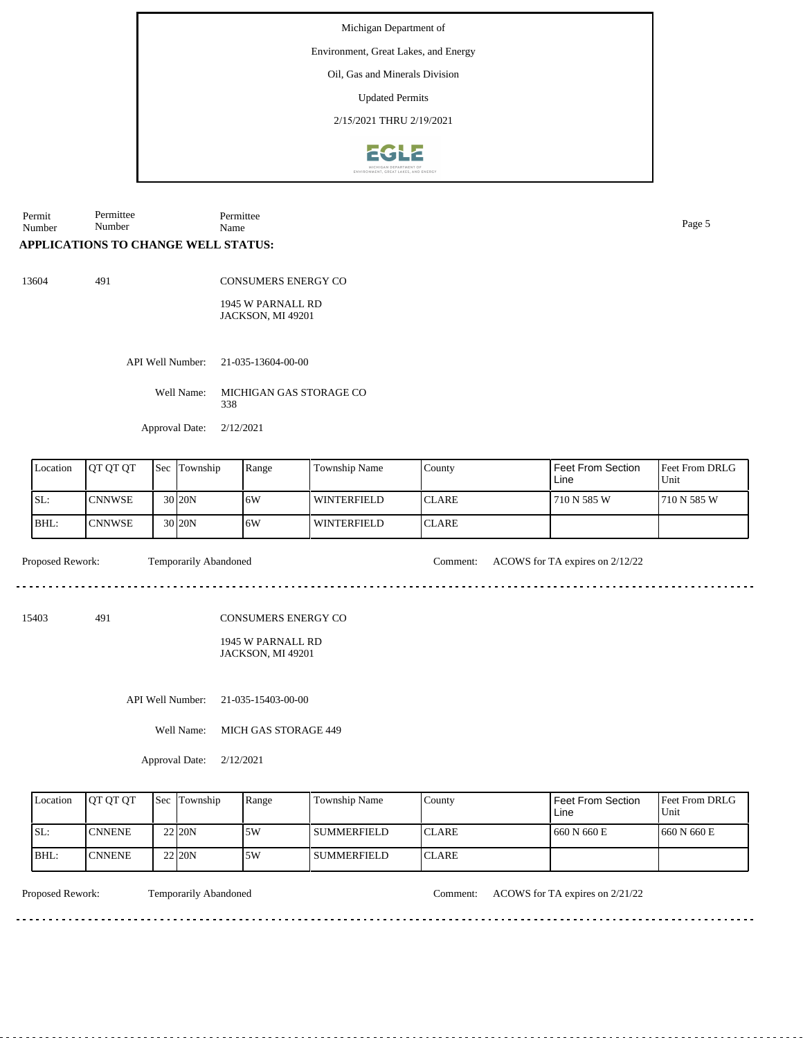Michigan Department of

Environment, Great Lakes, and Energy

Oil, Gas and Minerals Division

Updated Permits

2/15/2021 THRU 2/19/2021

| Permit Number | Permittee Number | Permittee Name |
|---|---|---|

## APPLICATIONS TO CHANGE WELL STATUS:

13604 491 CONSUMERS ENERGY CO

1945 W PARNALL RD
JACKSON, MI 49201

API Well Number: 21-035-13604-00-00

Well Name: MICHIGAN GAS STORAGE CO 338

Approval Date: 2/12/2021

| Location | QT QT QT | Sec | Township | Range | Township Name | County | Feet From Section Line | Feet From DRLG Unit |
|---|---|---|---|---|---|---|---|---|
| SL: | CNNWSE | 30 | 20N | 6W | WINTERFIELD | CLARE | 710 N 585 W | 710 N 585 W |
| BHL: | CNNWSE | 30 | 20N | 6W | WINTERFIELD | CLARE | | |

Proposed Rework: Temporarily Abandoned Comment: ACOWS for TA expires on 2/12/22

---

15403 491 CONSUMERS ENERGY CO

1945 W PARNALL RD
JACKSON, MI 49201

API Well Number: 21-035-15403-00-00

Well Name: MICH GAS STORAGE 449

Approval Date: 2/12/2021

| Location | QT QT QT | Sec | Township | Range | Township Name | County | Feet From Section Line | Feet From DRLG Unit |
|---|---|---|---|---|---|---|---|---|
| SL: | CNNENE | 22 | 20N | 5W | SUMMERFIELD | CLARE | 660 N 660 E | 660 N 660 E |
| BHL: | CNNENE | 22 | 20N | 5W | SUMMERFIELD | CLARE | | |

Proposed Rework: Temporarily Abandoned Comment: ACOWS for TA expires on 2/21/22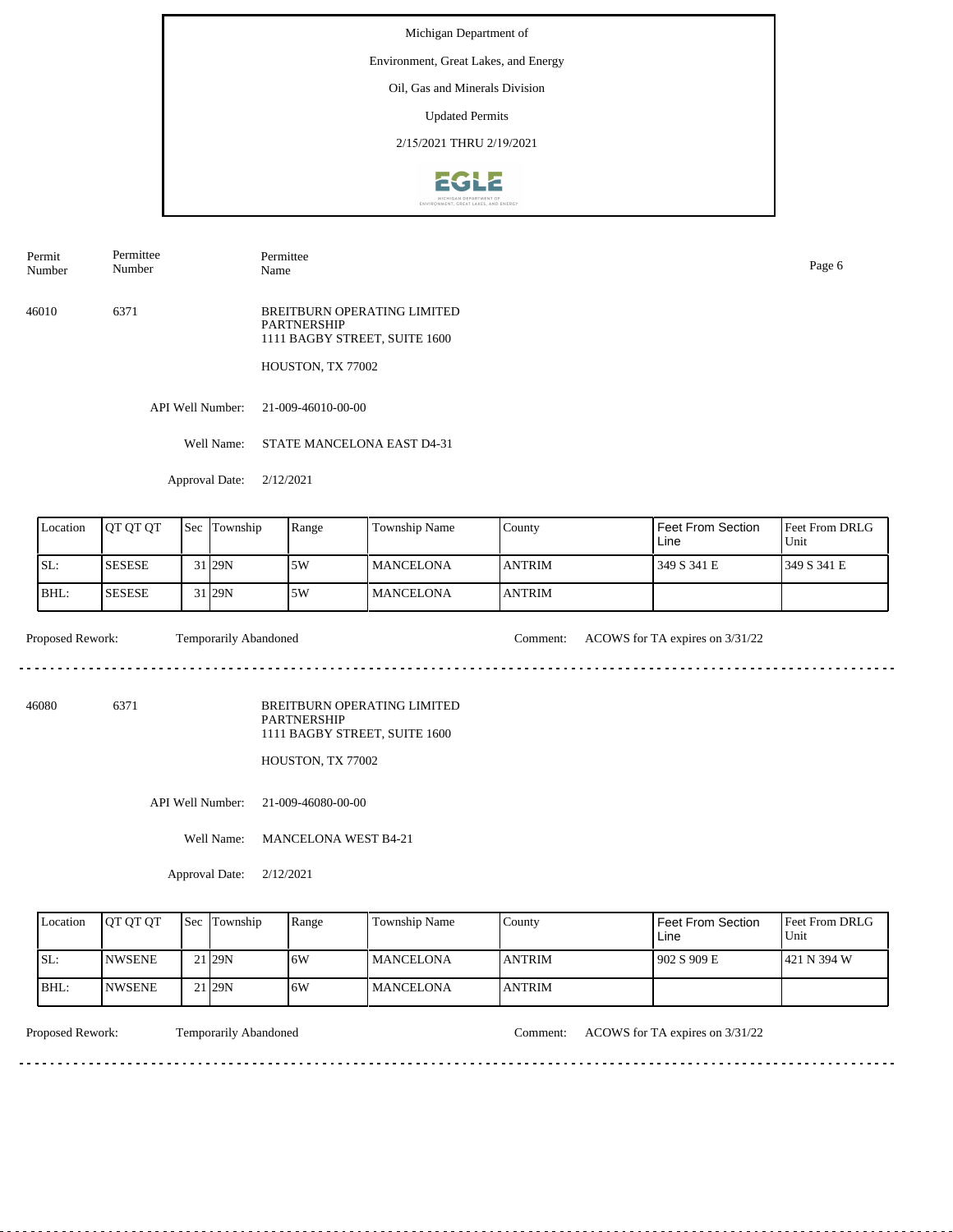Michigan Department of

Environment, Great Lakes, and Energy

Oil, Gas and Minerals Division

Updated Permits

2/15/2021 THRU 2/19/2021

| Permit Number | Permittee Number | Permittee Name |
|---|---|---|

46010 6371 BREITBURN OPERATING LIMITED PARTNERSHIP
1111 BAGBY STREET, SUITE 1600

HOUSTON, TX 77002

API Well Number: 21-009-46010-00-00

Well Name: STATE MANCELONA EAST D4-31

Approval Date: 2/12/2021

| Location | QT QT QT | Sec | Township | Range | Township Name | County | Feet From Section Line | Feet From DRLG Unit |
|---|---|---|---|---|---|---|---|---|
| SL: | SESESE | 31 | 29N | 5W | MANCELONA | ANTRIM | 349 S 341 E | 349 S 341 E |
| BHL: | SESESE | 31 | 29N | 5W | MANCELONA | ANTRIM | | |

Proposed Rework: Temporarily Abandoned Comment: ACOWS for TA expires on 3/31/22

---

46080 6371 BREITBURN OPERATING LIMITED PARTNERSHIP
1111 BAGBY STREET, SUITE 1600

HOUSTON, TX 77002

API Well Number: 21-009-46080-00-00

Well Name: MANCELONA WEST B4-21

Approval Date: 2/12/2021

| Location | QT QT QT | Sec | Township | Range | Township Name | County | Feet From Section Line | Feet From DRLG Unit |
|---|---|---|---|---|---|---|---|---|
| SL: | NWSENE | 21 | 29N | 6W | MANCELONA | ANTRIM | 902 S 909 E | 421 N 394 W |
| BHL: | NWSENE | 21 | 29N | 6W | MANCELONA | ANTRIM | | |

Proposed Rework: Temporarily Abandoned Comment: ACOWS for TA expires on 3/31/22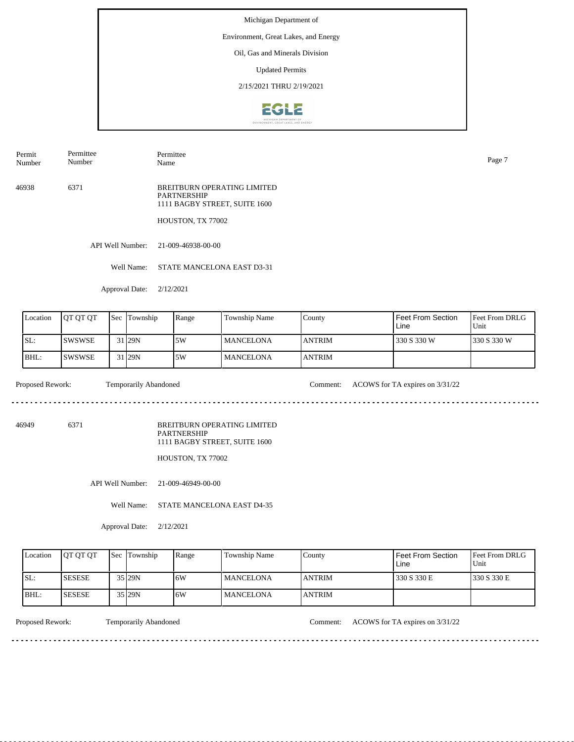Michigan Department of

Environment, Great Lakes, and Energy

Oil, Gas and Minerals Division

Updated Permits

2/15/2021 THRU 2/19/2021

| Permit Number | Permittee Number | Permittee Name |
|---|---|---|
| 46938 | 6371 | BREITBURN OPERATING LIMITED PARTNERSHIP<br>1111 BAGBY STREET, SUITE 1600<br>HOUSTON, TX 77002 |

API Well Number: 21-009-46938-00-00

Well Name: STATE MANCELONA EAST D3-31

Approval Date: 2/12/2021

| Location | QT QT QT | Sec | Township | Range | Township Name | County | Feet From Section Line | Feet From DRLG Unit |
|---|---|---|---|---|---|---|---|---|
| SL: | SWSWSE | 31 | 29N | 5W | MANCELONA | ANTRIM | 330 S 330 W | 330 S 330 W |
| BHL: | SWSWSE | 31 | 29N | 5W | MANCELONA | ANTRIM | | |

Proposed Rework: Temporarily Abandoned

Comment: ACOWS for TA expires on 3/31/22

---

| Permit Number | Permittee Number | Permittee Name |
|---|---|---|
| 46949 | 6371 | BREITBURN OPERATING LIMITED PARTNERSHIP<br>1111 BAGBY STREET, SUITE 1600<br>HOUSTON, TX 77002 |

API Well Number: 21-009-46949-00-00

Well Name: STATE MANCELONA EAST D4-35

Approval Date: 2/12/2021

| Location | QT QT QT | Sec | Township | Range | Township Name | County | Feet From Section Line | Feet From DRLG Unit |
|---|---|---|---|---|---|---|---|---|
| SL: | SESESE | 35 | 29N | 6W | MANCELONA | ANTRIM | 330 S 330 E | 330 S 330 E |
| BHL: | SESESE | 35 | 29N | 6W | MANCELONA | ANTRIM | | |

Proposed Rework: Temporarily Abandoned

Comment: ACOWS for TA expires on 3/31/22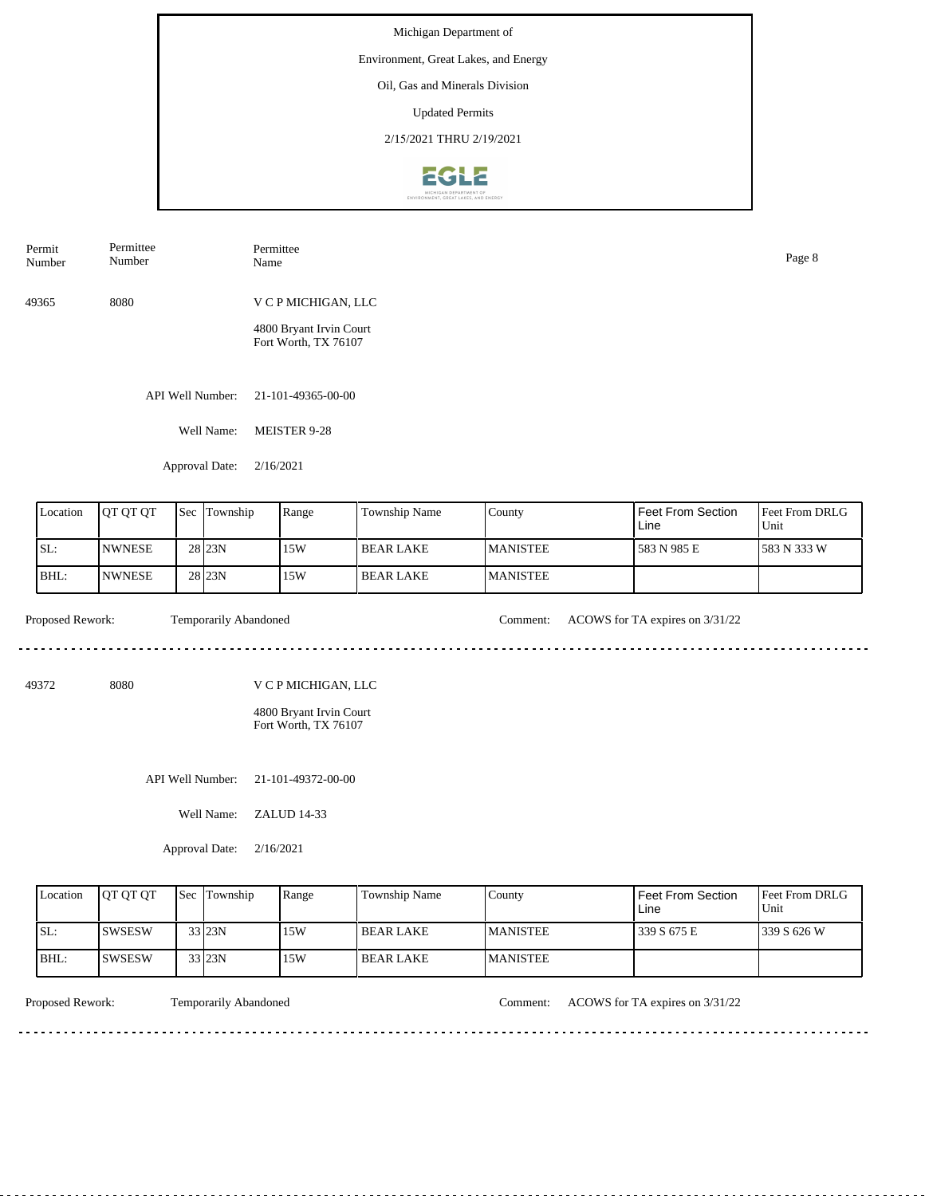Michigan Department of

Environment, Great Lakes, and Energy

Oil, Gas and Minerals Division

Updated Permits

2/15/2021 THRU 2/19/2021

| Permit Number | Permittee Number | Permittee Name |
|---|---|---|
| 49365 | 8080 | V C P MICHIGAN, LLC<br>4800 Bryant Irvin Court<br>Fort Worth, TX 76107 |

API Well Number: 21-101-49365-00-00

Well Name: MEISTER 9-28

Approval Date: 2/16/2021

| Location | QT QT QT | Sec | Township | Range | Township Name | County | Feet From Section Line | Feet From DRLG Unit |
|---|---|---|---|---|---|---|---|---|
| SL: | NWNESE | 28 | 23N | 15W | BEAR LAKE | MANISTEE | 583 N 985 E | 583 N 333 W |
| BHL: | NWNESE | 28 | 23N | 15W | BEAR LAKE | MANISTEE | | |

Proposed Rework: Temporarily Abandoned

Comment: ACOWS for TA expires on 3/31/22

---

| Permit Number | Permittee Number | Permittee Name |
|---|---|---|
| 49372 | 8080 | V C P MICHIGAN, LLC<br>4800 Bryant Irvin Court<br>Fort Worth, TX 76107 |

API Well Number: 21-101-49372-00-00

Well Name: ZALUD 14-33

Approval Date: 2/16/2021

| Location | QT QT QT | Sec | Township | Range | Township Name | County | Feet From Section Line | Feet From DRLG Unit |
|---|---|---|---|---|---|---|---|---|
| SL: | SWSESW | 33 | 23N | 15W | BEAR LAKE | MANISTEE | 339 S 675 E | 339 S 626 W |
| BHL: | SWSESW | 33 | 23N | 15W | BEAR LAKE | MANISTEE | | |

Proposed Rework: Temporarily Abandoned

Comment: ACOWS for TA expires on 3/31/22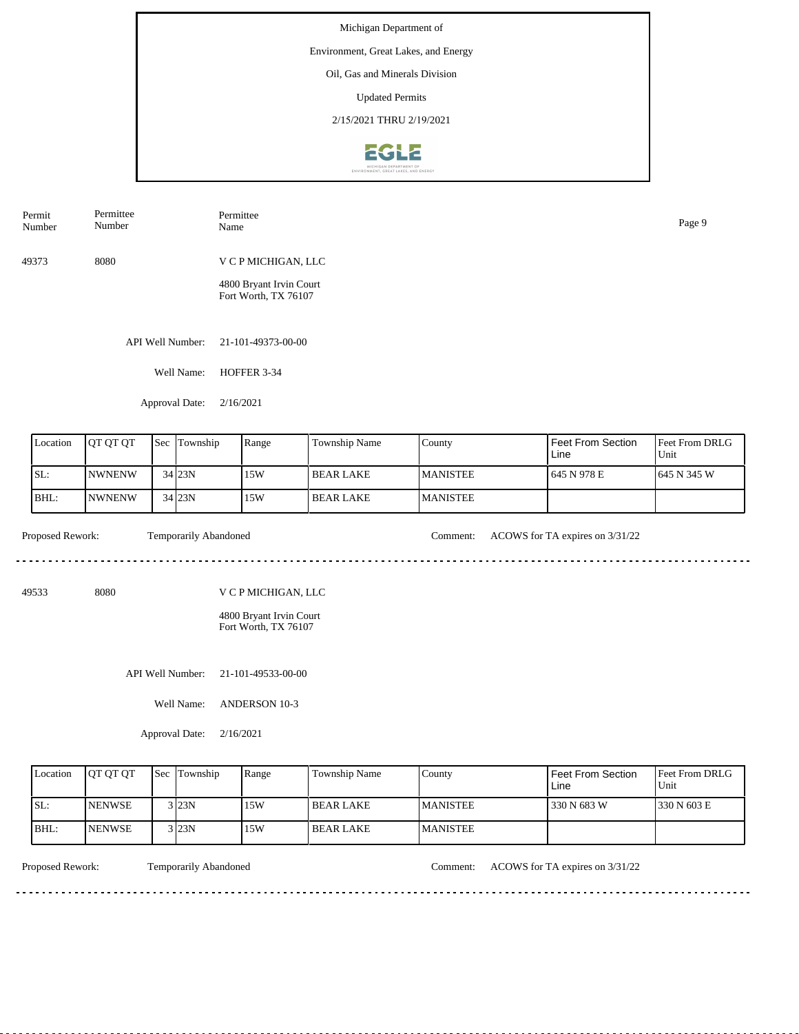Michigan Department of

Environment, Great Lakes, and Energy

Oil, Gas and Minerals Division

Updated Permits

2/15/2021 THRU 2/19/2021

| Permit Number | Permittee Number | Permittee Name |
|---|---|---|
| 49373 | 8080 | V C P MICHIGAN, LLC<br>4800 Bryant Irvin Court<br>Fort Worth, TX 76107 |

API Well Number: 21-101-49373-00-00

Well Name: HOFFER 3-34

Approval Date: 2/16/2021

| Location | QT QT QT | Sec | Township | Range | Township Name | County | Feet From Section Line | Feet From DRLG Unit |
|---|---|---|---|---|---|---|---|---|
| SL: | NWNENW | 34 | 23N | 15W | BEAR LAKE | MANISTEE | 645 N 978 E | 645 N 345 W |
| BHL: | NWNENW | 34 | 23N | 15W | BEAR LAKE | MANISTEE | | |

Proposed Rework: Temporarily Abandoned

Comment: ACOWS for TA expires on 3/31/22

---

| Permit Number | Permittee Number | Permittee Name |
|---|---|---|
| 49533 | 8080 | V C P MICHIGAN, LLC<br>4800 Bryant Irvin Court<br>Fort Worth, TX 76107 |

API Well Number: 21-101-49533-00-00

Well Name: ANDERSON 10-3

Approval Date: 2/16/2021

| Location | QT QT QT | Sec | Township | Range | Township Name | County | Feet From Section Line | Feet From DRLG Unit |
|---|---|---|---|---|---|---|---|---|
| SL: | NENWSE | 3 | 23N | 15W | BEAR LAKE | MANISTEE | 330 N 683 W | 330 N 603 E |
| BHL: | NENWSE | 3 | 23N | 15W | BEAR LAKE | MANISTEE | | |

Proposed Rework: Temporarily Abandoned

Comment: ACOWS for TA expires on 3/31/22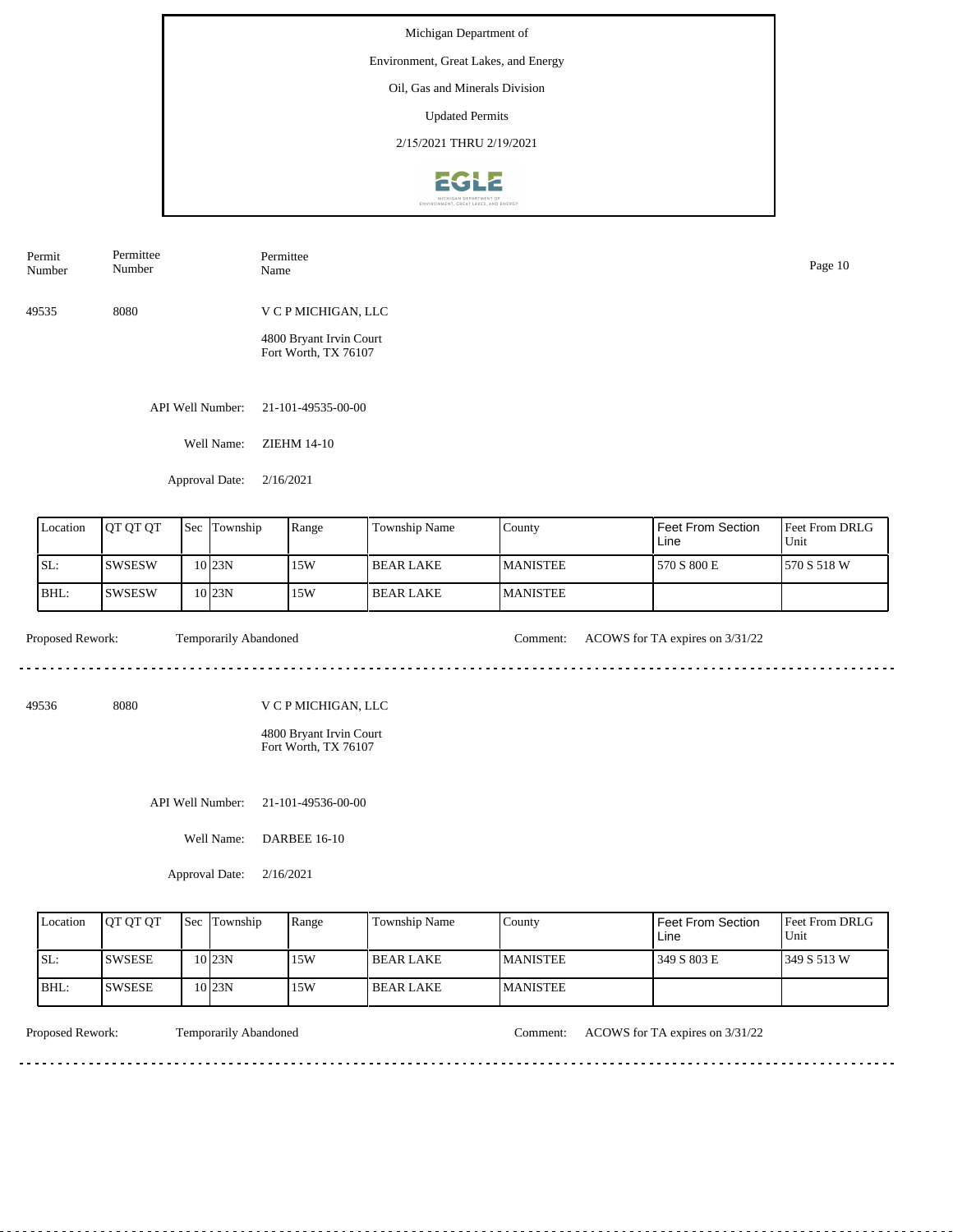Michigan Department of

Environment, Great Lakes, and Energy

Oil, Gas and Minerals Division

Updated Permits

2/15/2021 THRU 2/19/2021

| Permit Number | Permittee Number | Permittee Name |
|---|---|---|
| 49535 | 8080 | V C P MICHIGAN, LLC<br>4800 Bryant Irvin Court<br>Fort Worth, TX 76107 |

API Well Number: 21-101-49535-00-00

Well Name: ZIEHM 14-10

Approval Date: 2/16/2021

| Location | QT QT QT | Sec | Township | Range | Township Name | County | Feet From Section Line | Feet From DRLG Unit |
|---|---|---|---|---|---|---|---|---|
| SL: | SWSESW | 10 | 23N | 15W | BEAR LAKE | MANISTEE | 570 S 800 E | 570 S 518 W |
| BHL: | SWSESW | 10 | 23N | 15W | BEAR LAKE | MANISTEE | | |

Proposed Rework: Temporarily Abandoned

Comment: ACOWS for TA expires on 3/31/22

---

| Permit Number | Permittee Number | Permittee Name |
|---|---|---|
| 49536 | 8080 | V C P MICHIGAN, LLC<br>4800 Bryant Irvin Court<br>Fort Worth, TX 76107 |

API Well Number: 21-101-49536-00-00

Well Name: DARBEE 16-10

Approval Date: 2/16/2021

| Location | QT QT QT | Sec | Township | Range | Township Name | County | Feet From Section Line | Feet From DRLG Unit |
|---|---|---|---|---|---|---|---|---|
| SL: | SWSESE | 10 | 23N | 15W | BEAR LAKE | MANISTEE | 349 S 803 E | 349 S 513 W |
| BHL: | SWSESE | 10 | 23N | 15W | BEAR LAKE | MANISTEE | | |

Proposed Rework: Temporarily Abandoned

Comment: ACOWS for TA expires on 3/31/22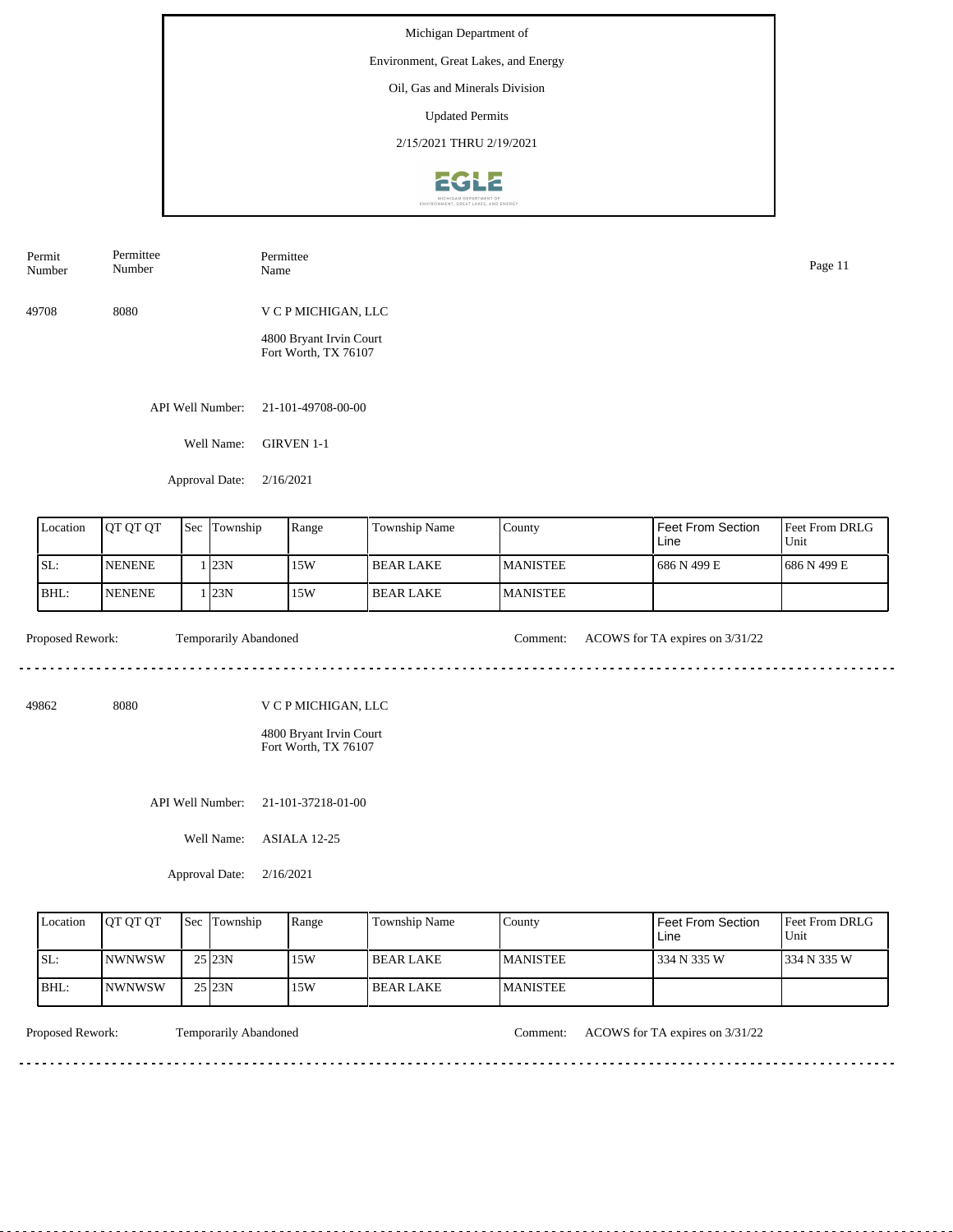Michigan Department of

Environment, Great Lakes, and Energy

Oil, Gas and Minerals Division

Updated Permits

2/15/2021 THRU 2/19/2021

| Permit Number | Permittee Number | Permittee Name |
|---|---|---|
| 49708 | 8080 | V C P MICHIGAN, LLC<br>4800 Bryant Irvin Court<br>Fort Worth, TX 76107 |

API Well Number: 21-101-49708-00-00

Well Name: GIRVEN 1-1

Approval Date: 2/16/2021

| Location | QT QT QT | Sec | Township | Range | Township Name | County | Feet From Section Line | Feet From DRLG Unit |
|---|---|---|---|---|---|---|---|---|
| SL: | NENENE | 1 | 23N | 15W | BEAR LAKE | MANISTEE | 686 N 499 E | 686 N 499 E |
| BHL: | NENENE | 1 | 23N | 15W | BEAR LAKE | MANISTEE | | |

Proposed Rework: Temporarily Abandoned

Comment: ACOWS for TA expires on 3/31/22

---

| Permit Number | Permittee Number | Permittee Name |
|---|---|---|
| 49862 | 8080 | V C P MICHIGAN, LLC<br>4800 Bryant Irvin Court<br>Fort Worth, TX 76107 |

API Well Number: 21-101-37218-01-00

Well Name: ASIALA 12-25

Approval Date: 2/16/2021

| Location | QT QT QT | Sec | Township | Range | Township Name | County | Feet From Section Line | Feet From DRLG Unit |
|---|---|---|---|---|---|---|---|---|
| SL: | NWNWSW | 25 | 23N | 15W | BEAR LAKE | MANISTEE | 334 N 335 W | 334 N 335 W |
| BHL: | NWNWSW | 25 | 23N | 15W | BEAR LAKE | MANISTEE | | |

Proposed Rework: Temporarily Abandoned

Comment: ACOWS for TA expires on 3/31/22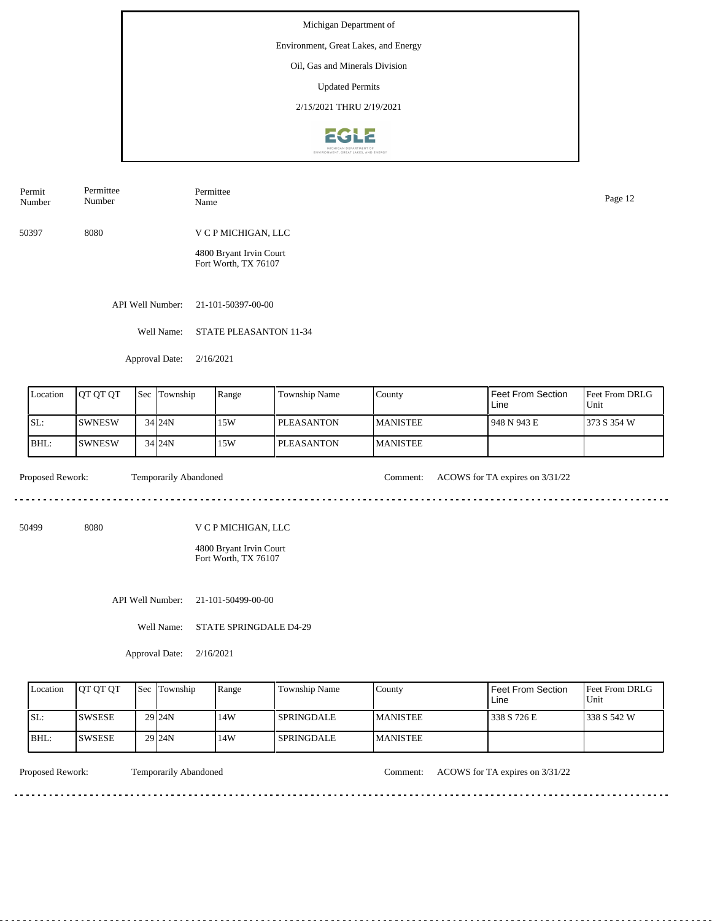Michigan Department of

Environment, Great Lakes, and Energy

Oil, Gas and Minerals Division

Updated Permits

2/15/2021 THRU 2/19/2021

| Permit Number | Permittee Number | Permittee Name |
|---|---|---|
| 50397 | 8080 | V C P MICHIGAN, LLC<br>4800 Bryant Irvin Court<br>Fort Worth, TX 76107 |

API Well Number: 21-101-50397-00-00

Well Name: STATE PLEASANTON 11-34

Approval Date: 2/16/2021

| Location | QT QT QT | Sec | Township | Range | Township Name | County | Feet From Section Line | Feet From DRLG Unit |
|---|---|---|---|---|---|---|---|---|
| SL: | SWNESW | 34 | 24N | 15W | PLEASANTON | MANISTEE | 948 N 943 E | 373 S 354 W |
| BHL: | SWNESW | 34 | 24N | 15W | PLEASANTON | MANISTEE | | |

Proposed Rework: Temporarily Abandoned

Comment: ACOWS for TA expires on 3/31/22

---

| Permit Number | Permittee Number | Permittee Name |
|---|---|---|
| 50499 | 8080 | V C P MICHIGAN, LLC<br>4800 Bryant Irvin Court<br>Fort Worth, TX 76107 |

API Well Number: 21-101-50499-00-00

Well Name: STATE SPRINGDALE D4-29

Approval Date: 2/16/2021

| Location | QT QT QT | Sec | Township | Range | Township Name | County | Feet From Section Line | Feet From DRLG Unit |
|---|---|---|---|---|---|---|---|---|
| SL: | SWSESE | 29 | 24N | 14W | SPRINGDALE | MANISTEE | 338 S 726 E | 338 S 542 W |
| BHL: | SWSESE | 29 | 24N | 14W | SPRINGDALE | MANISTEE | | |

Proposed Rework: Temporarily Abandoned

Comment: ACOWS for TA expires on 3/31/22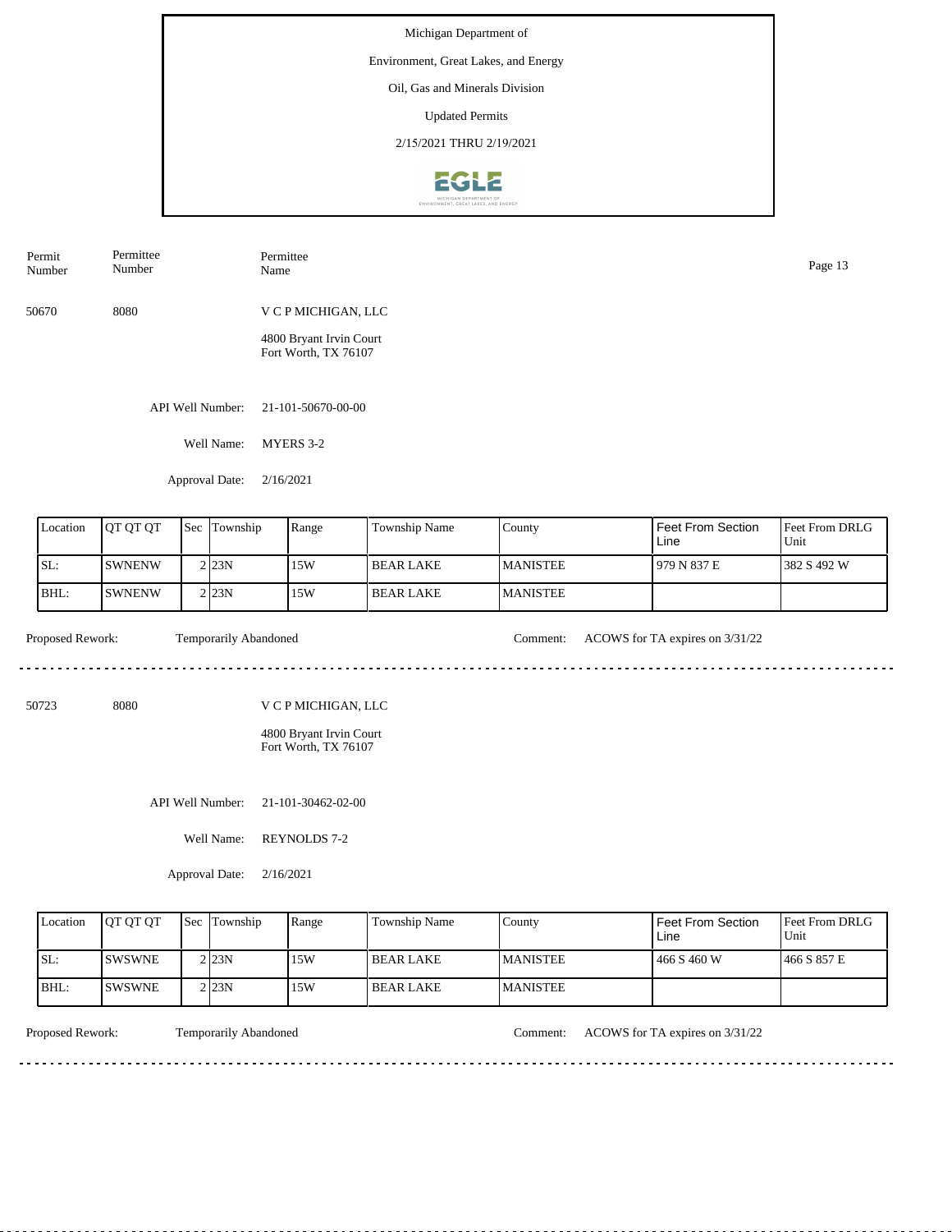Michigan Department of

Environment, Great Lakes, and Energy

Oil, Gas and Minerals Division

Updated Permits

2/15/2021 THRU 2/19/2021

| Permit Number | Permittee Number | Permittee Name |
|---|---|---|
| 50670 | 8080 | V C P MICHIGAN, LLC<br>4800 Bryant Irvin Court<br>Fort Worth, TX 76107 |

API Well Number: 21-101-50670-00-00

Well Name: MYERS 3-2

Approval Date: 2/16/2021

| Location | QT QT QT | Sec | Township | Range | Township Name | County | Feet From Section Line | Feet From DRLG Unit |
|---|---|---|---|---|---|---|---|---|
| SL: | SWNENW | 2 | 23N | 15W | BEAR LAKE | MANISTEE | 979 N 837 E | 382 S 492 W |
| BHL: | SWNENW | 2 | 23N | 15W | BEAR LAKE | MANISTEE | | |

Proposed Rework: Temporarily Abandoned

Comment: ACOWS for TA expires on 3/31/22

---

| Permit Number | Permittee Number | Permittee Name |
|---|---|---|
| 50723 | 8080 | V C P MICHIGAN, LLC<br>4800 Bryant Irvin Court<br>Fort Worth, TX 76107 |

API Well Number: 21-101-30462-02-00

Well Name: REYNOLDS 7-2

Approval Date: 2/16/2021

| Location | QT QT QT | Sec | Township | Range | Township Name | County | Feet From Section Line | Feet From DRLG Unit |
|---|---|---|---|---|---|---|---|---|
| SL: | SWSWNE | 2 | 23N | 15W | BEAR LAKE | MANISTEE | 466 S 460 W | 466 S 857 E |
| BHL: | SWSWNE | 2 | 23N | 15W | BEAR LAKE | MANISTEE | | |

Proposed Rework: Temporarily Abandoned

Comment: ACOWS for TA expires on 3/31/22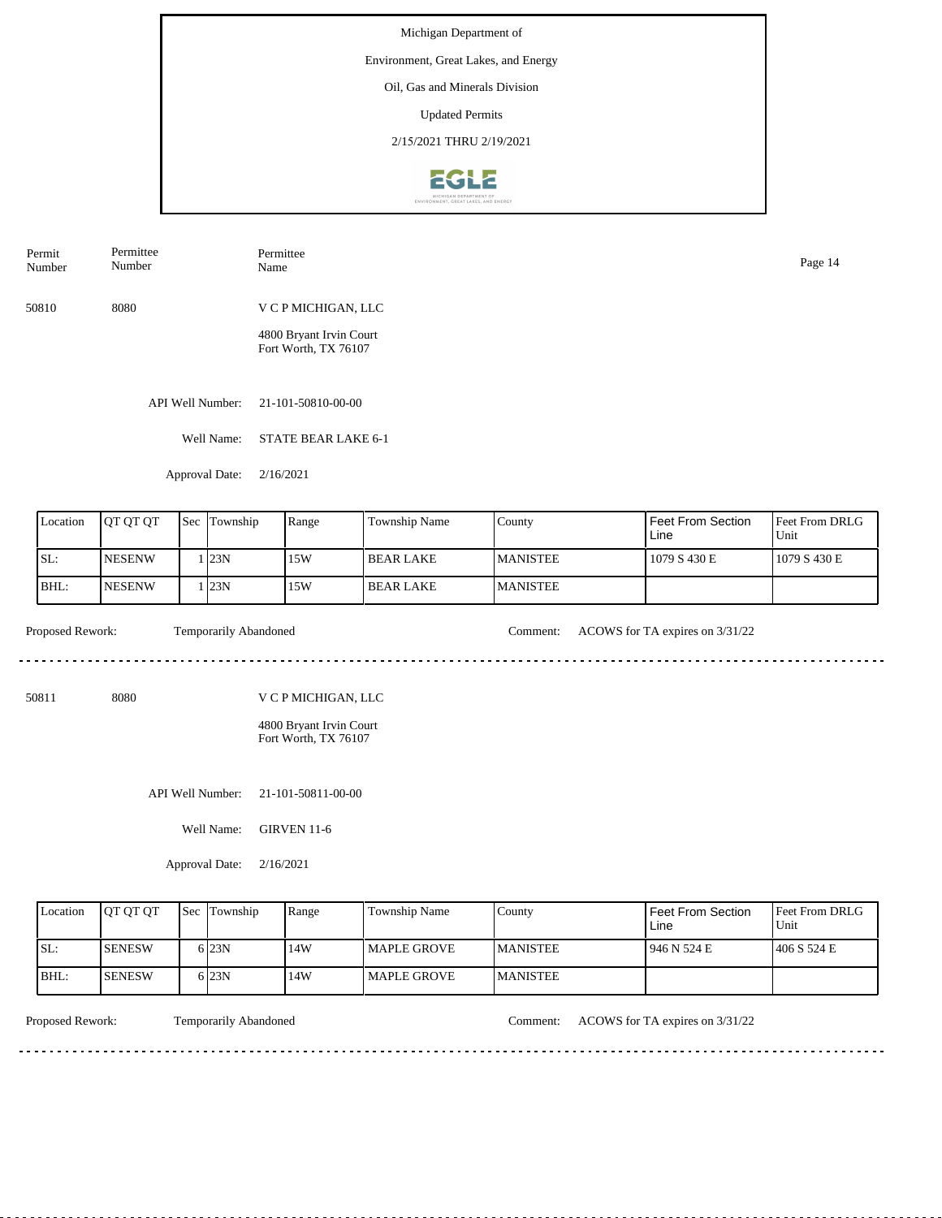Michigan Department of

Environment, Great Lakes, and Energy

Oil, Gas and Minerals Division

Updated Permits

2/15/2021 THRU 2/19/2021

| Permit Number | Permittee Number | Permittee Name |
|---|---|---|
| 50810 | 8080 | V C P MICHIGAN, LLC<br>4800 Bryant Irvin Court<br>Fort Worth, TX 76107 |

API Well Number: 21-101-50810-00-00

Well Name: STATE BEAR LAKE 6-1

Approval Date: 2/16/2021

| Location | QT QT QT | Sec | Township | Range | Township Name | County | Feet From Section Line | Feet From DRLG Unit |
|---|---|---|---|---|---|---|---|---|
| SL: | NESENW | 1 | 23N | 15W | BEAR LAKE | MANISTEE | 1079 S 430 E | 1079 S 430 E |
| BHL: | NESENW | 1 | 23N | 15W | BEAR LAKE | MANISTEE | | |

Proposed Rework: Temporarily Abandoned

Comment: ACOWS for TA expires on 3/31/22

---

| Permit Number | Permittee Number | Permittee Name |
|---|---|---|
| 50811 | 8080 | V C P MICHIGAN, LLC<br>4800 Bryant Irvin Court<br>Fort Worth, TX 76107 |

API Well Number: 21-101-50811-00-00

Well Name: GIRVEN 11-6

Approval Date: 2/16/2021

| Location | QT QT QT | Sec | Township | Range | Township Name | County | Feet From Section Line | Feet From DRLG Unit |
|---|---|---|---|---|---|---|---|---|
| SL: | SENESW | 6 | 23N | 14W | MAPLE GROVE | MANISTEE | 946 N 524 E | 406 S 524 E |
| BHL: | SENESW | 6 | 23N | 14W | MAPLE GROVE | MANISTEE | | |

Proposed Rework: Temporarily Abandoned

Comment: ACOWS for TA expires on 3/31/22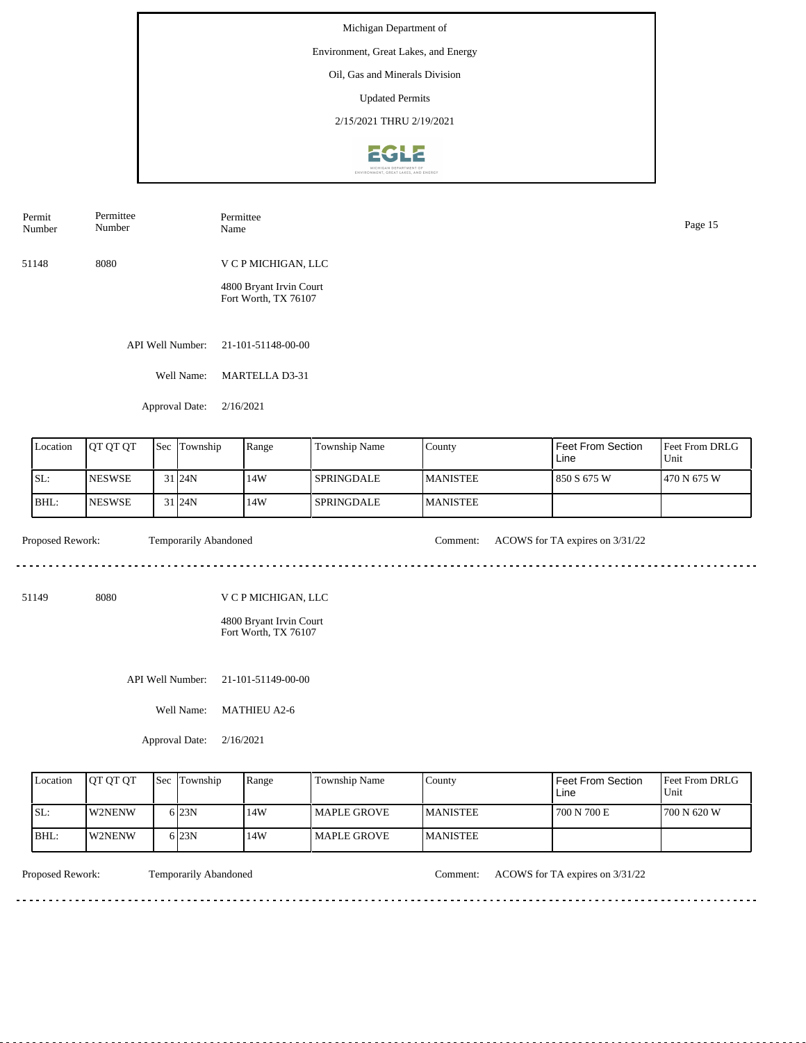Michigan Department of

Environment, Great Lakes, and Energy

Oil, Gas and Minerals Division

Updated Permits

2/15/2021 THRU 2/19/2021

| Permit Number | Permittee Number | Permittee Name |
|---|---|---|
| 51148 | 8080 | V C P MICHIGAN, LLC<br>4800 Bryant Irvin Court<br>Fort Worth, TX 76107 |

API Well Number: 21-101-51148-00-00

Well Name: MARTELLA D3-31

Approval Date: 2/16/2021

| Location | QT QT QT | Sec | Township | Range | Township Name | County | Feet From Section Line | Feet From DRLG Unit |
|---|---|---|---|---|---|---|---|---|
| SL: | NESWSE | 31 | 24N | 14W | SPRINGDALE | MANISTEE | 850 S 675 W | 470 N 675 W |
| BHL: | NESWSE | 31 | 24N | 14W | SPRINGDALE | MANISTEE | | |

Proposed Rework: Temporarily Abandoned

Comment: ACOWS for TA expires on 3/31/22

---

| Permit Number | Permittee Number | Permittee Name |
|---|---|---|
| 51149 | 8080 | V C P MICHIGAN, LLC<br>4800 Bryant Irvin Court<br>Fort Worth, TX 76107 |

API Well Number: 21-101-51149-00-00

Well Name: MATHIEU A2-6

Approval Date: 2/16/2021

| Location | QT QT QT | Sec | Township | Range | Township Name | County | Feet From Section Line | Feet From DRLG Unit |
|---|---|---|---|---|---|---|---|---|
| SL: | W2NENW | 6 | 23N | 14W | MAPLE GROVE | MANISTEE | 700 N 700 E | 700 N 620 W |
| BHL: | W2NENW | 6 | 23N | 14W | MAPLE GROVE | MANISTEE | | |

Proposed Rework: Temporarily Abandoned

Comment: ACOWS for TA expires on 3/31/22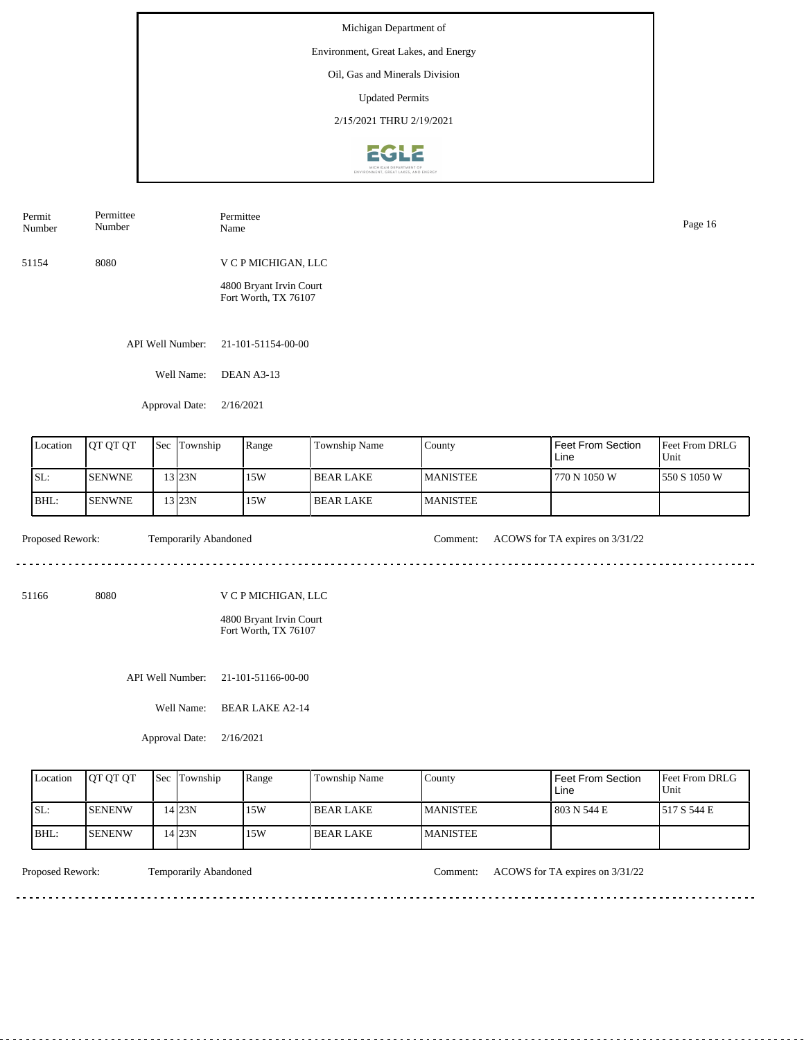Michigan Department of

Environment, Great Lakes, and Energy

Oil, Gas and Minerals Division

Updated Permits

2/15/2021 THRU 2/19/2021

| Permit Number | Permittee Number | Permittee Name |
|---|---|---|

51154 | 8080 | V C P MICHIGAN, LLC

4800 Bryant Irvin Court
Fort Worth, TX 76107

API Well Number: 21-101-51154-00-00

Well Name: DEAN A3-13

Approval Date: 2/16/2021

| Location | QT QT QT | Sec | Township | Range | Township Name | County | Feet From Section Line | Feet From DRLG Unit |
|---|---|---|---|---|---|---|---|---|
| SL: | SENWNE | 13 | 23N | 15W | BEAR LAKE | MANISTEE | 770 N 1050 W | 550 S 1050 W |
| BHL: | SENWNE | 13 | 23N | 15W | BEAR LAKE | MANISTEE | | |

Proposed Rework: Temporarily Abandoned

Comment: ACOWS for TA expires on 3/31/22

---

51166 | 8080 | V C P MICHIGAN, LLC

4800 Bryant Irvin Court
Fort Worth, TX 76107

API Well Number: 21-101-51166-00-00

Well Name: BEAR LAKE A2-14

Approval Date: 2/16/2021

| Location | QT QT QT | Sec | Township | Range | Township Name | County | Feet From Section Line | Feet From DRLG Unit |
|---|---|---|---|---|---|---|---|---|
| SL: | SENENW | 14 | 23N | 15W | BEAR LAKE | MANISTEE | 803 N 544 E | 517 S 544 E |
| BHL: | SENENW | 14 | 23N | 15W | BEAR LAKE | MANISTEE | | |

Proposed Rework: Temporarily Abandoned

Comment: ACOWS for TA expires on 3/31/22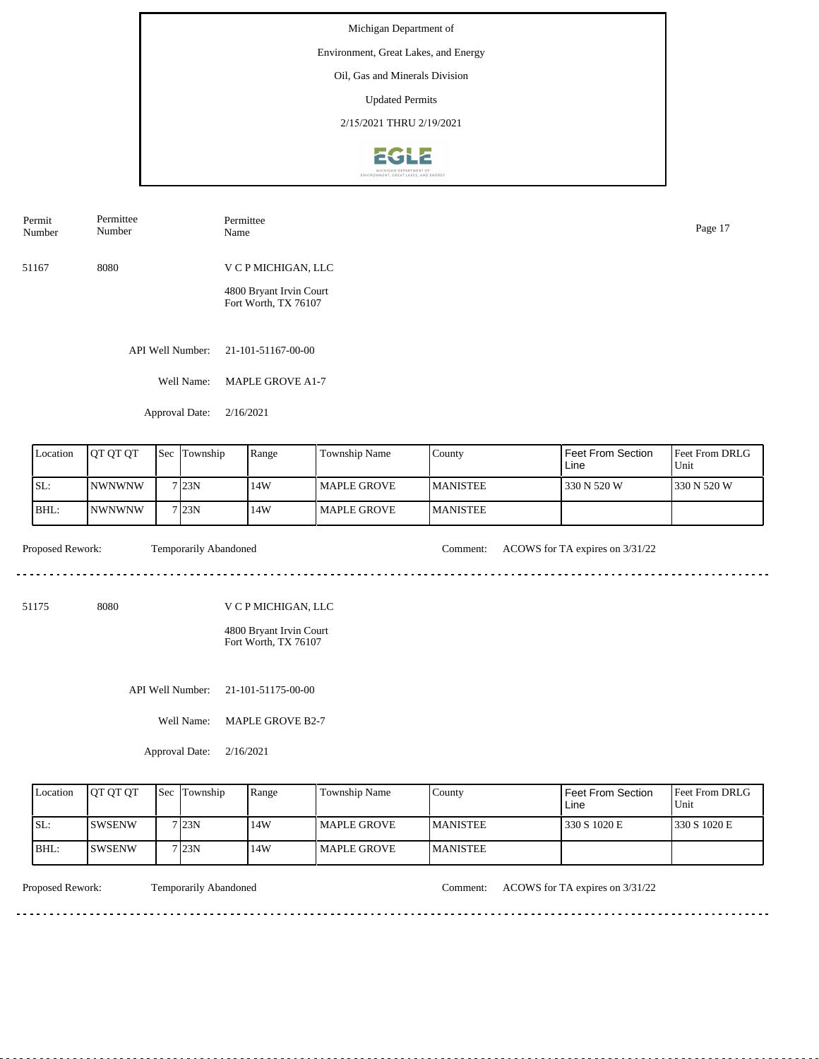Michigan Department of

Environment, Great Lakes, and Energy

Oil, Gas and Minerals Division

Updated Permits

2/15/2021 THRU 2/19/2021

| Permit Number | Permittee Number | Permittee Name |
|---|---|---|
| 51167 | 8080 | V C P MICHIGAN, LLC<br>4800 Bryant Irvin Court<br>Fort Worth, TX 76107 |

API Well Number: 21-101-51167-00-00

Well Name: MAPLE GROVE A1-7

Approval Date: 2/16/2021

| Location | QT QT QT | Sec | Township | Range | Township Name | County | Feet From Section Line | Feet From DRLG Unit |
|---|---|---|---|---|---|---|---|---|
| SL: | NWNWNW | 7 | 23N | 14W | MAPLE GROVE | MANISTEE | 330 N 520 W | 330 N 520 W |
| BHL: | NWNWNW | 7 | 23N | 14W | MAPLE GROVE | MANISTEE | | |

Proposed Rework: Temporarily Abandoned

Comment: ACOWS for TA expires on 3/31/22

---

| Permit Number | Permittee Number | Permittee Name |
|---|---|---|
| 51175 | 8080 | V C P MICHIGAN, LLC<br>4800 Bryant Irvin Court<br>Fort Worth, TX 76107 |

API Well Number: 21-101-51175-00-00

Well Name: MAPLE GROVE B2-7

Approval Date: 2/16/2021

| Location | QT QT QT | Sec | Township | Range | Township Name | County | Feet From Section Line | Feet From DRLG Unit |
|---|---|---|---|---|---|---|---|---|
| SL: | SWSENW | 7 | 23N | 14W | MAPLE GROVE | MANISTEE | 330 S 1020 E | 330 S 1020 E |
| BHL: | SWSENW | 7 | 23N | 14W | MAPLE GROVE | MANISTEE | | |

Proposed Rework: Temporarily Abandoned

Comment: ACOWS for TA expires on 3/31/22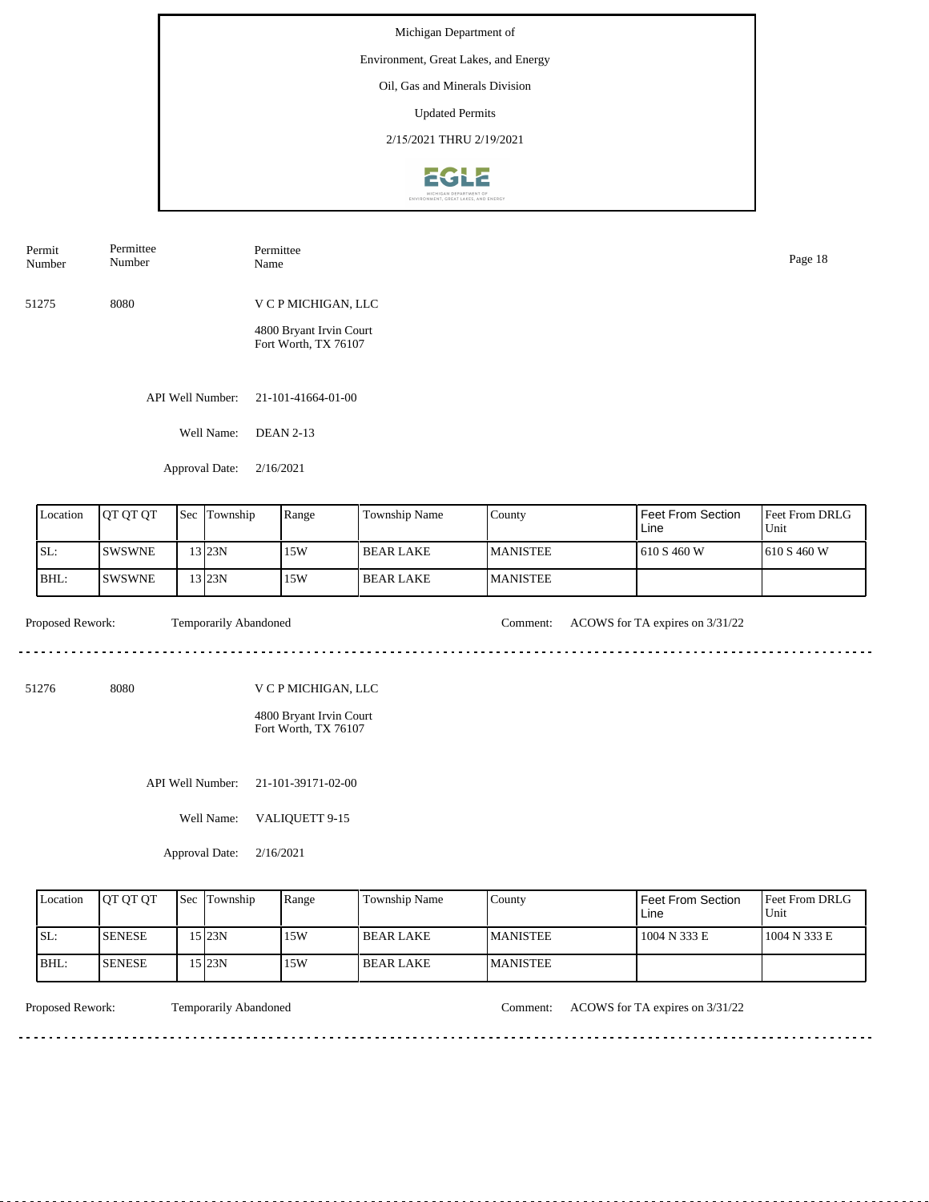Michigan Department of

Environment, Great Lakes, and Energy

Oil, Gas and Minerals Division

Updated Permits

2/15/2021 THRU 2/19/2021

| Permit Number | Permittee Number | Permittee Name |
|---|---|---|
| 51275 | 8080 | V C P MICHIGAN, LLC<br>4800 Bryant Irvin Court<br>Fort Worth, TX 76107 |

API Well Number: 21-101-41664-01-00

Well Name: DEAN 2-13

Approval Date: 2/16/2021

| Location | QT QT QT | Sec | Township | Range | Township Name | County | Feet From Section Line | Feet From DRLG Unit |
|---|---|---|---|---|---|---|---|---|
| SL: | SWSWNE | 13 | 23N | 15W | BEAR LAKE | MANISTEE | 610 S 460 W | 610 S 460 W |
| BHL: | SWSWNE | 13 | 23N | 15W | BEAR LAKE | MANISTEE | | |

Proposed Rework: Temporarily Abandoned

Comment: ACOWS for TA expires on 3/31/22

---

| Permit Number | Permittee Number | Permittee Name |
|---|---|---|
| 51276 | 8080 | V C P MICHIGAN, LLC<br>4800 Bryant Irvin Court<br>Fort Worth, TX 76107 |

API Well Number: 21-101-39171-02-00

Well Name: VALIQUETT 9-15

Approval Date: 2/16/2021

| Location | QT QT QT | Sec | Township | Range | Township Name | County | Feet From Section Line | Feet From DRLG Unit |
|---|---|---|---|---|---|---|---|---|
| SL: | SENESE | 15 | 23N | 15W | BEAR LAKE | MANISTEE | 1004 N 333 E | 1004 N 333 E |
| BHL: | SENESE | 15 | 23N | 15W | BEAR LAKE | MANISTEE | | |

Proposed Rework: Temporarily Abandoned

Comment: ACOWS for TA expires on 3/31/22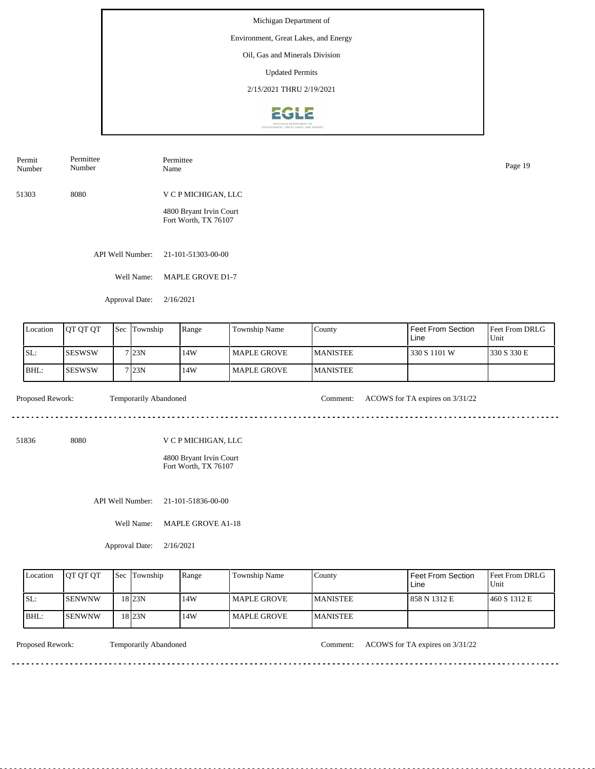Michigan Department of

Environment, Great Lakes, and Energy

Oil, Gas and Minerals Division

Updated Permits

2/15/2021 THRU 2/19/2021

| Permit Number | Permittee Number | Permittee Name |
|---|---|---|
| 51303 | 8080 | V C P MICHIGAN, LLC<br>4800 Bryant Irvin Court<br>Fort Worth, TX 76107 |

API Well Number: 21-101-51303-00-00

Well Name: MAPLE GROVE D1-7

Approval Date: 2/16/2021

| Location | QT QT QT | Sec | Township | Range | Township Name | County | Feet From Section Line | Feet From DRLG Unit |
|---|---|---|---|---|---|---|---|---|
| SL: | SESWSW | 7 | 23N | 14W | MAPLE GROVE | MANISTEE | 330 S 1101 W | 330 S 330 E |
| BHL: | SESWSW | 7 | 23N | 14W | MAPLE GROVE | MANISTEE | | |

Proposed Rework: Temporarily Abandoned

Comment: ACOWS for TA expires on 3/31/22

---

| Permit Number | Permittee Number | Permittee Name |
|---|---|---|
| 51836 | 8080 | V C P MICHIGAN, LLC<br>4800 Bryant Irvin Court<br>Fort Worth, TX 76107 |

API Well Number: 21-101-51836-00-00

Well Name: MAPLE GROVE A1-18

Approval Date: 2/16/2021

| Location | QT QT QT | Sec | Township | Range | Township Name | County | Feet From Section Line | Feet From DRLG Unit |
|---|---|---|---|---|---|---|---|---|
| SL: | SENWNW | 18 | 23N | 14W | MAPLE GROVE | MANISTEE | 858 N 1312 E | 460 S 1312 E |
| BHL: | SENWNW | 18 | 23N | 14W | MAPLE GROVE | MANISTEE | | |

Proposed Rework: Temporarily Abandoned

Comment: ACOWS for TA expires on 3/31/22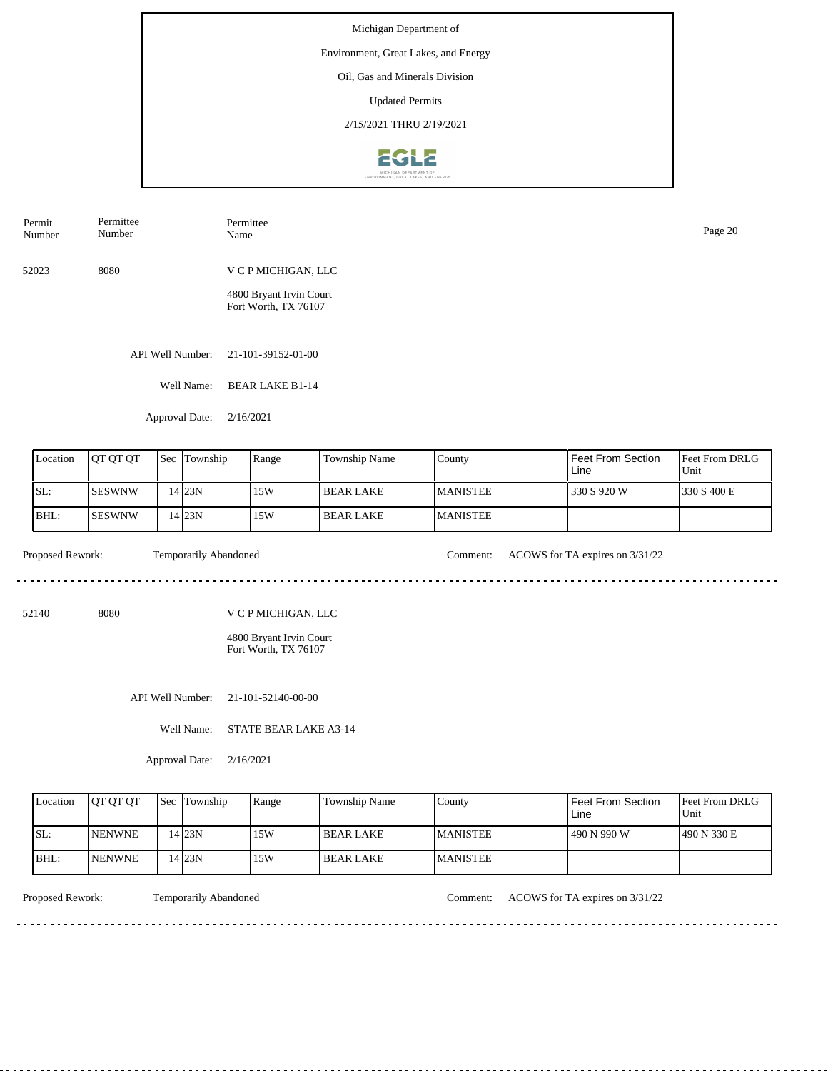Michigan Department of

Environment, Great Lakes, and Energy

Oil, Gas and Minerals Division

Updated Permits

2/15/2021 THRU 2/19/2021

| Permit Number | Permittee Number | Permittee Name |
|---|---|---|
| 52023 | 8080 | V C P MICHIGAN, LLC |

4800 Bryant Irvin Court
Fort Worth, TX 76107

API Well Number: 21-101-39152-01-00

Well Name: BEAR LAKE B1-14

Approval Date: 2/16/2021

| Location | QT QT QT | Sec | Township | Range | Township Name | County | Feet From Section Line | Feet From DRLG Unit |
|---|---|---|---|---|---|---|---|---|
| SL: | SESWNW | 14 | 23N | 15W | BEAR LAKE | MANISTEE | 330 S 920 W | 330 S 400 E |
| BHL: | SESWNW | 14 | 23N | 15W | BEAR LAKE | MANISTEE | | |

Proposed Rework: Temporarily Abandoned

Comment: ACOWS for TA expires on 3/31/22

---

| Permit Number | Permittee Number | Permittee Name |
|---|---|---|
| 52140 | 8080 | V C P MICHIGAN, LLC |

4800 Bryant Irvin Court
Fort Worth, TX 76107

API Well Number: 21-101-52140-00-00

Well Name: STATE BEAR LAKE A3-14

Approval Date: 2/16/2021

| Location | QT QT QT | Sec | Township | Range | Township Name | County | Feet From Section Line | Feet From DRLG Unit |
|---|---|---|---|---|---|---|---|---|
| SL: | NENWNE | 14 | 23N | 15W | BEAR LAKE | MANISTEE | 490 N 990 W | 490 N 330 E |
| BHL: | NENWNE | 14 | 23N | 15W | BEAR LAKE | MANISTEE | | |

Proposed Rework: Temporarily Abandoned

Comment: ACOWS for TA expires on 3/31/22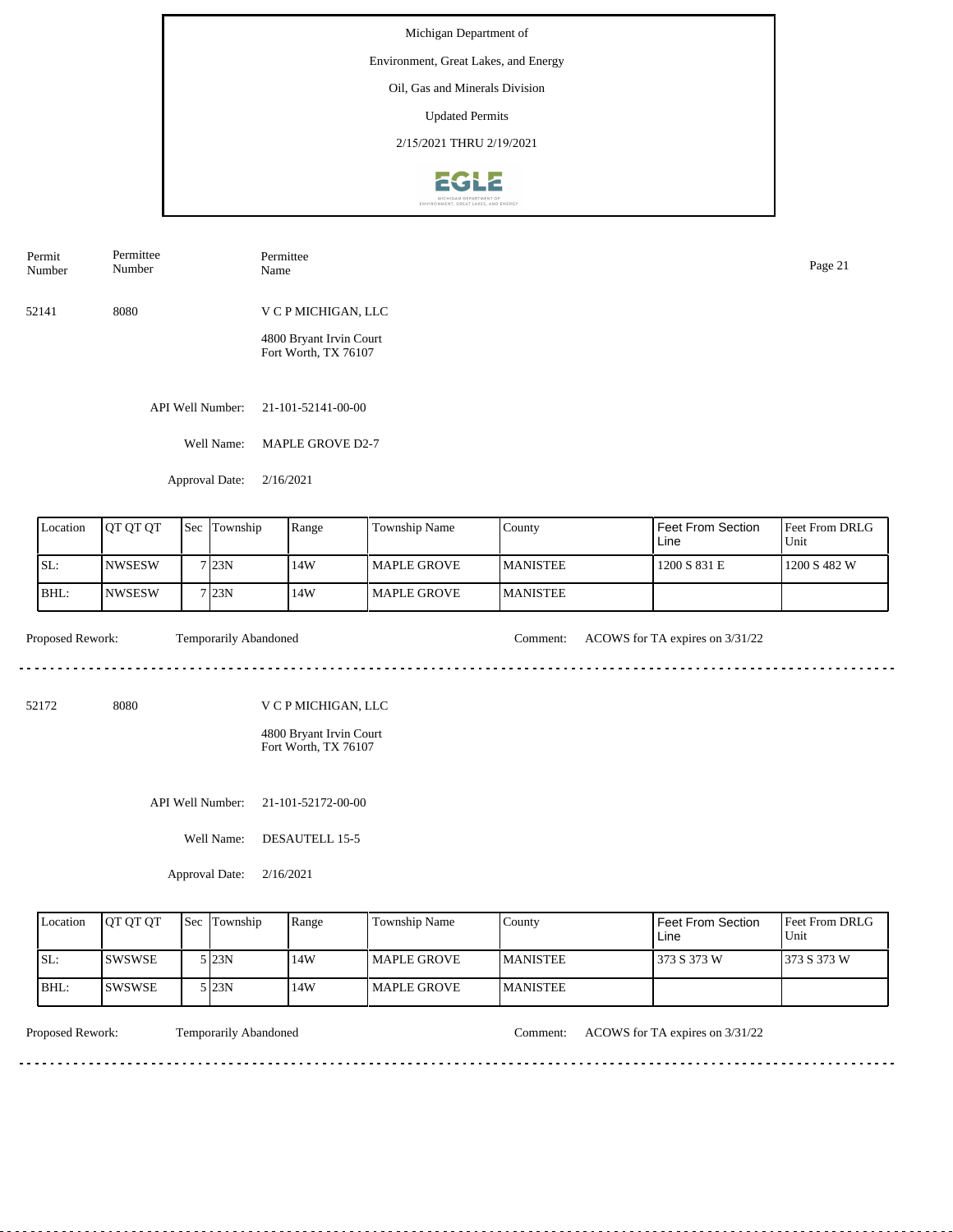Michigan Department of

Environment, Great Lakes, and Energy

Oil, Gas and Minerals Division

Updated Permits

2/15/2021 THRU 2/19/2021

| Permit Number | Permittee Number | Permittee Name |
|---|---|---|
| 52141 | 8080 | V C P MICHIGAN, LLC<br>4800 Bryant Irvin Court<br>Fort Worth, TX 76107 |

API Well Number: 21-101-52141-00-00

Well Name: MAPLE GROVE D2-7

Approval Date: 2/16/2021

| Location | QT QT QT | Sec | Township | Range | Township Name | County | Feet From Section Line | Feet From DRLG Unit |
|---|---|---|---|---|---|---|---|---|
| SL: | NWSESW | 7 | 23N | 14W | MAPLE GROVE | MANISTEE | 1200 S 831 E | 1200 S 482 W |
| BHL: | NWSESW | 7 | 23N | 14W | MAPLE GROVE | MANISTEE | | |

Proposed Rework: Temporarily Abandoned

Comment: ACOWS for TA expires on 3/31/22

---

| Permit Number | Permittee Number | Permittee Name |
|---|---|---|
| 52172 | 8080 | V C P MICHIGAN, LLC<br>4800 Bryant Irvin Court<br>Fort Worth, TX 76107 |

API Well Number: 21-101-52172-00-00

Well Name: DESAUTELL 15-5

Approval Date: 2/16/2021

| Location | QT QT QT | Sec | Township | Range | Township Name | County | Feet From Section Line | Feet From DRLG Unit |
|---|---|---|---|---|---|---|---|---|
| SL: | SWSWSE | 5 | 23N | 14W | MAPLE GROVE | MANISTEE | 373 S 373 W | 373 S 373 W |
| BHL: | SWSWSE | 5 | 23N | 14W | MAPLE GROVE | MANISTEE | | |

Proposed Rework: Temporarily Abandoned

Comment: ACOWS for TA expires on 3/31/22

---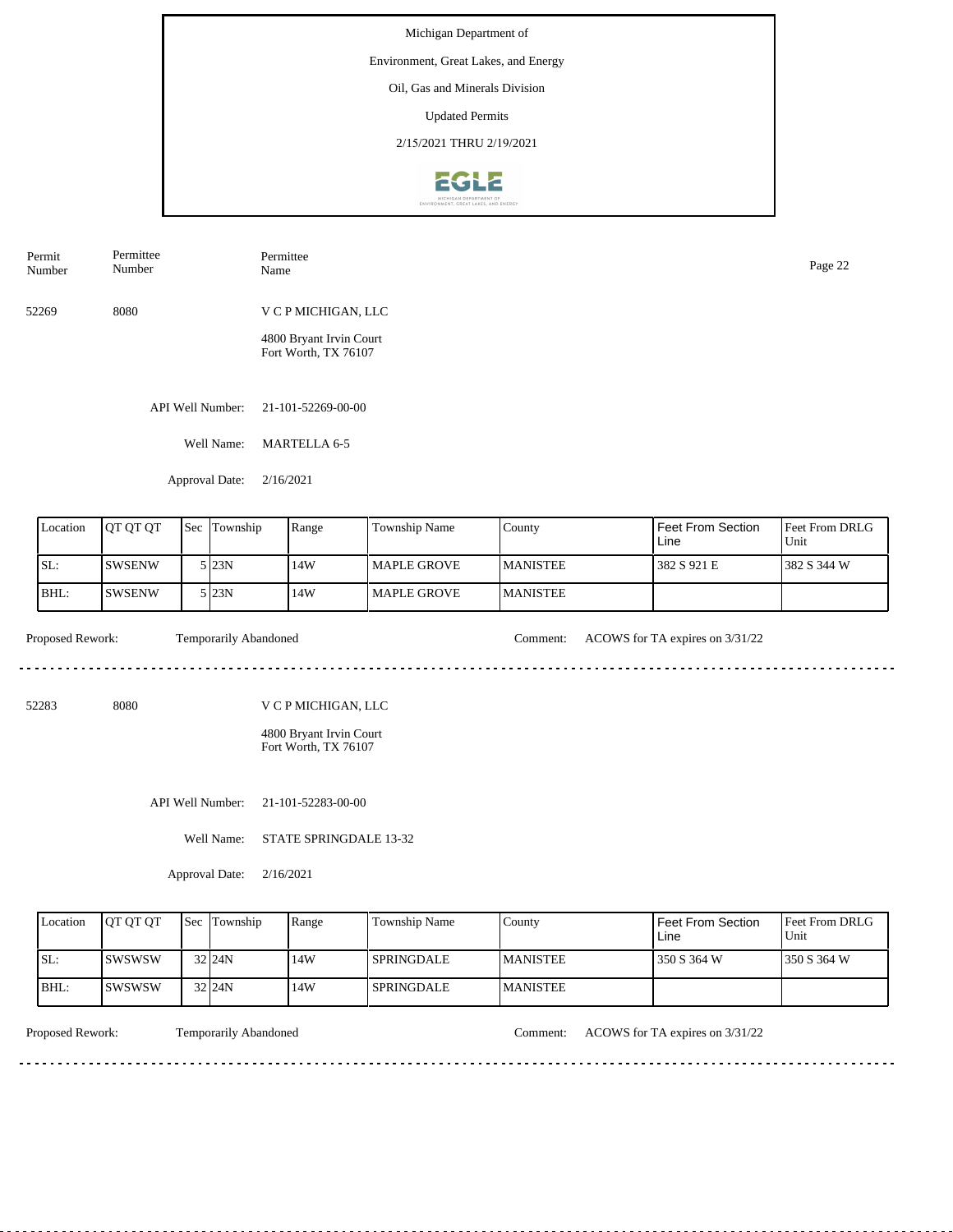Michigan Department of

Environment, Great Lakes, and Energy

Oil, Gas and Minerals Division

Updated Permits

2/15/2021 THRU 2/19/2021

| Permit Number | Permittee Number | Permittee Name |
|---|---|---|
| 52269 | 8080 | V C P MICHIGAN, LLC |

4800 Bryant Irvin Court
Fort Worth, TX 76107

API Well Number: 21-101-52269-00-00

Well Name: MARTELLA 6-5

Approval Date: 2/16/2021

| Location | QT QT QT | Sec | Township | Range | Township Name | County | Feet From Section Line | Feet From DRLG Unit |
|---|---|---|---|---|---|---|---|---|
| SL: | SWSENW | 5 | 23N | 14W | MAPLE GROVE | MANISTEE | 382 S 921 E | 382 S 344 W |
| BHL: | SWSENW | 5 | 23N | 14W | MAPLE GROVE | MANISTEE | | |

Proposed Rework: Temporarily Abandoned

Comment: ACOWS for TA expires on 3/31/22

---

| Permit Number | Permittee Number | Permittee Name |
|---|---|---|
| 52283 | 8080 | V C P MICHIGAN, LLC |

4800 Bryant Irvin Court
Fort Worth, TX 76107

API Well Number: 21-101-52283-00-00

Well Name: STATE SPRINGDALE 13-32

Approval Date: 2/16/2021

| Location | QT QT QT | Sec | Township | Range | Township Name | County | Feet From Section Line | Feet From DRLG Unit |
|---|---|---|---|---|---|---|---|---|
| SL: | SWSWSW | 32 | 24N | 14W | SPRINGDALE | MANISTEE | 350 S 364 W | 350 S 364 W |
| BHL: | SWSWSW | 32 | 24N | 14W | SPRINGDALE | MANISTEE | | |

Proposed Rework: Temporarily Abandoned

Comment: ACOWS for TA expires on 3/31/22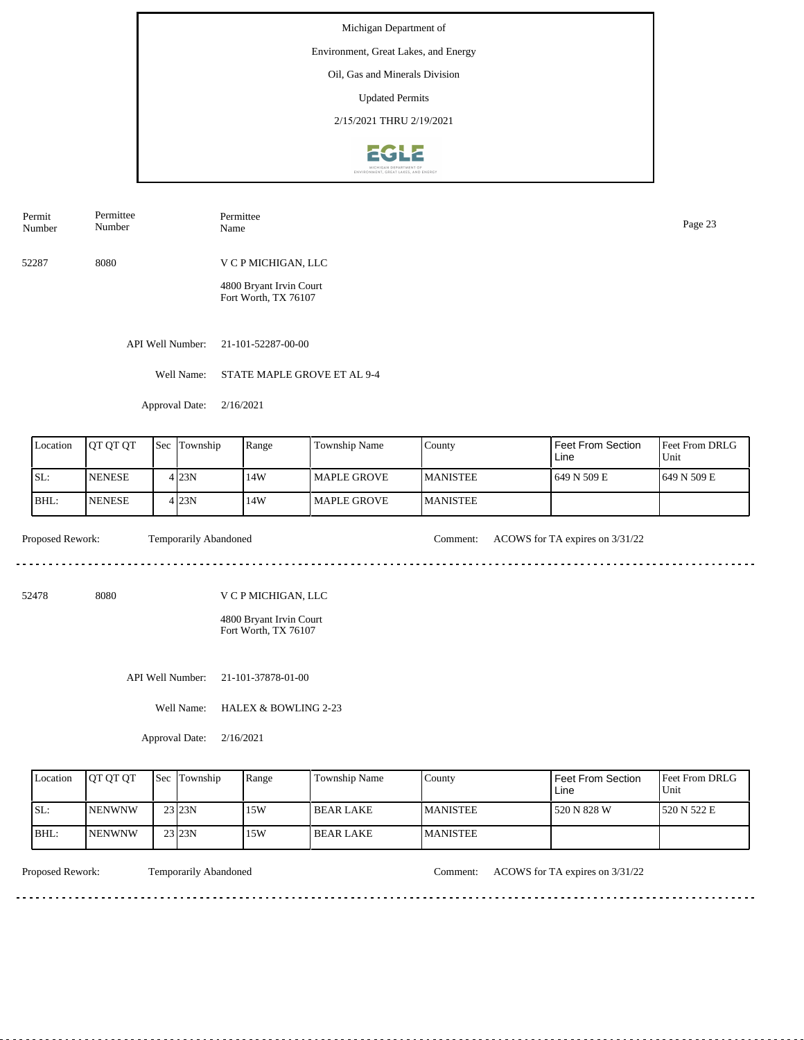Michigan Department of

Environment, Great Lakes, and Energy

Oil, Gas and Minerals Division

Updated Permits

2/15/2021 THRU 2/19/2021

| Permit Number | Permittee Number | Permittee Name |
|---|---|---|

52287 8080 V C P MICHIGAN, LLC

4800 Bryant Irvin Court
Fort Worth, TX 76107

API Well Number: 21-101-52287-00-00

Well Name: STATE MAPLE GROVE ET AL 9-4

Approval Date: 2/16/2021

| Location | QT QT QT | Sec | Township | Range | Township Name | County | Feet From Section Line | Feet From DRLG Unit |
|---|---|---|---|---|---|---|---|---|
| SL: | NENESE | 4 | 23N | 14W | MAPLE GROVE | MANISTEE | 649 N 509 E | 649 N 509 E |
| BHL: | NENESE | 4 | 23N | 14W | MAPLE GROVE | MANISTEE | | |

Proposed Rework: Temporarily Abandoned    Comment: ACOWS for TA expires on 3/31/22

---

52478 8080 V C P MICHIGAN, LLC

4800 Bryant Irvin Court
Fort Worth, TX 76107

API Well Number: 21-101-37878-01-00

Well Name: HALEX & BOWLING 2-23

Approval Date: 2/16/2021

| Location | QT QT QT | Sec | Township | Range | Township Name | County | Feet From Section Line | Feet From DRLG Unit |
|---|---|---|---|---|---|---|---|---|
| SL: | NENWNW | 23 | 23N | 15W | BEAR LAKE | MANISTEE | 520 N 828 W | 520 N 522 E |
| BHL: | NENWNW | 23 | 23N | 15W | BEAR LAKE | MANISTEE | | |

Proposed Rework: Temporarily Abandoned    Comment: ACOWS for TA expires on 3/31/22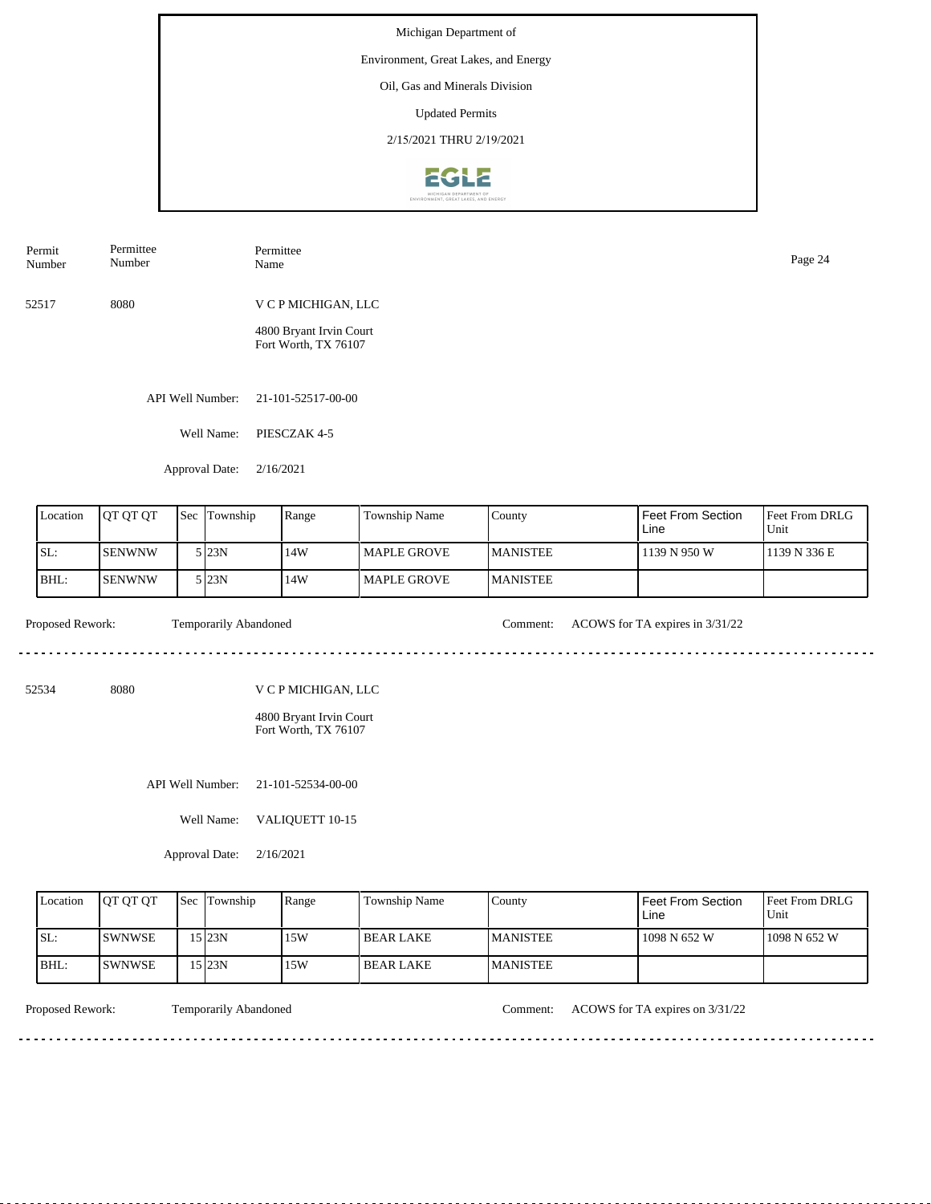Michigan Department of

Environment, Great Lakes, and Energy

Oil, Gas and Minerals Division

Updated Permits

2/15/2021 THRU 2/19/2021

| Permit Number | Permittee Number | Permittee Name |
|---|---|---|
| 52517 | 8080 | V C P MICHIGAN, LLC |

4800 Bryant Irvin Court
Fort Worth, TX 76107

API Well Number: 21-101-52517-00-00

Well Name: PIESCZAK 4-5

Approval Date: 2/16/2021

| Location | QT QT QT | Sec | Township | Range | Township Name | County | Feet From Section Line | Feet From DRLG Unit |
|---|---|---|---|---|---|---|---|---|
| SL: | SENWNW | 5 | 23N | 14W | MAPLE GROVE | MANISTEE | 1139 N 950 W | 1139 N 336 E |
| BHL: | SENWNW | 5 | 23N | 14W | MAPLE GROVE | MANISTEE | | |

Proposed Rework: Temporarily Abandoned

Comment: ACOWS for TA expires in 3/31/22

---

| Permit Number | Permittee Number | Permittee Name |
|---|---|---|
| 52534 | 8080 | V C P MICHIGAN, LLC |

4800 Bryant Irvin Court
Fort Worth, TX 76107

API Well Number: 21-101-52534-00-00

Well Name: VALIQUETT 10-15

Approval Date: 2/16/2021

| Location | QT QT QT | Sec | Township | Range | Township Name | County | Feet From Section Line | Feet From DRLG Unit |
|---|---|---|---|---|---|---|---|---|
| SL: | SWNWSE | 15 | 23N | 15W | BEAR LAKE | MANISTEE | 1098 N 652 W | 1098 N 652 W |
| BHL: | SWNWSE | 15 | 23N | 15W | BEAR LAKE | MANISTEE | | |

Proposed Rework: Temporarily Abandoned

Comment: ACOWS for TA expires on 3/31/22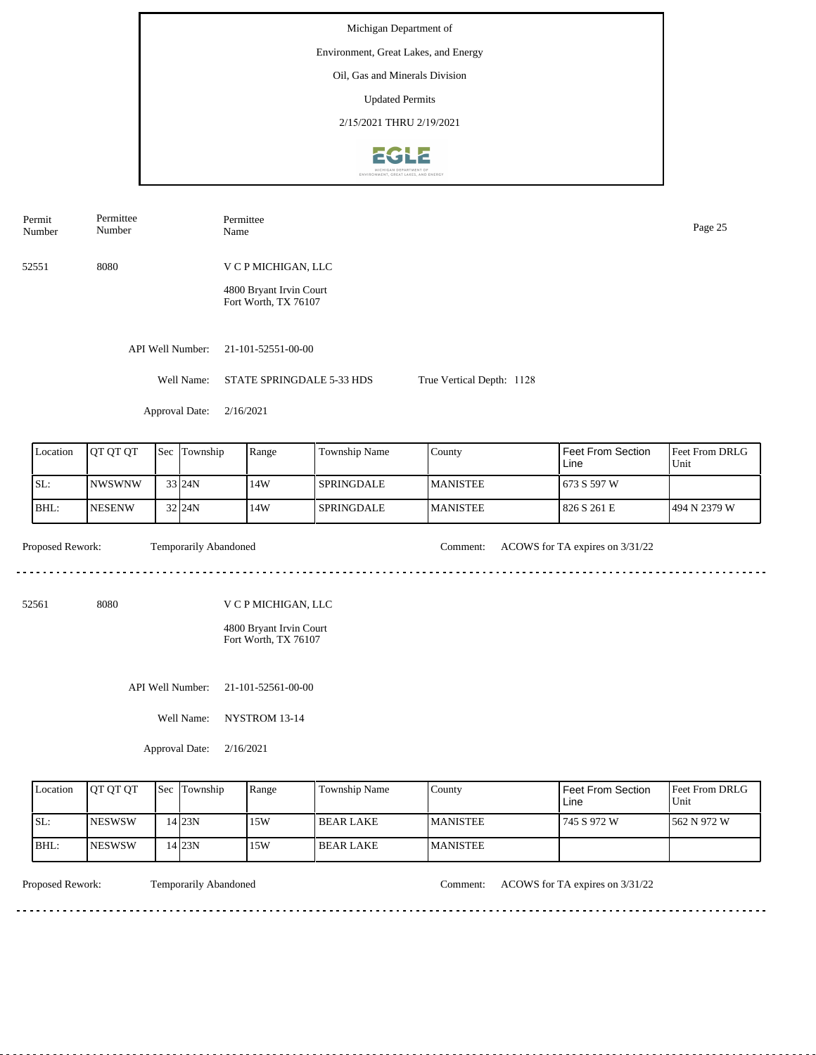Michigan Department of

Environment, Great Lakes, and Energy

Oil, Gas and Minerals Division

Updated Permits

2/15/2021 THRU 2/19/2021

| Permit Number | Permittee Number | Permittee Name |
|---|---|---|
| 52551 | 8080 | V C P MICHIGAN, LLC |

4800 Bryant Irvin Court
Fort Worth, TX 76107

API Well Number: 21-101-52551-00-00

Well Name: STATE SPRINGDALE 5-33 HDS

True Vertical Depth: 1128

Approval Date: 2/16/2021

| Location | QT QT QT | Sec | Township | Range | Township Name | County | Feet From Section Line | Feet From DRLG Unit |
|---|---|---|---|---|---|---|---|---|
| SL: | NWSWNW | 33 | 24N | 14W | SPRINGDALE | MANISTEE | 673 S 597 W | |
| BHL: | NESENW | 32 | 24N | 14W | SPRINGDALE | MANISTEE | 826 S 261 E | 494 N 2379 W |

Proposed Rework: Temporarily Abandoned

Comment: ACOWS for TA expires on 3/31/22

---

| Permit Number | Permittee Number | Permittee Name |
|---|---|---|
| 52561 | 8080 | V C P MICHIGAN, LLC |

4800 Bryant Irvin Court
Fort Worth, TX 76107

API Well Number: 21-101-52561-00-00

Well Name: NYSTROM 13-14

Approval Date: 2/16/2021

| Location | QT QT QT | Sec | Township | Range | Township Name | County | Feet From Section Line | Feet From DRLG Unit |
|---|---|---|---|---|---|---|---|---|
| SL: | NESWSW | 14 | 23N | 15W | BEAR LAKE | MANISTEE | 745 S 972 W | 562 N 972 W |
| BHL: | NESWSW | 14 | 23N | 15W | BEAR LAKE | MANISTEE | | |

Proposed Rework: Temporarily Abandoned

Comment: ACOWS for TA expires on 3/31/22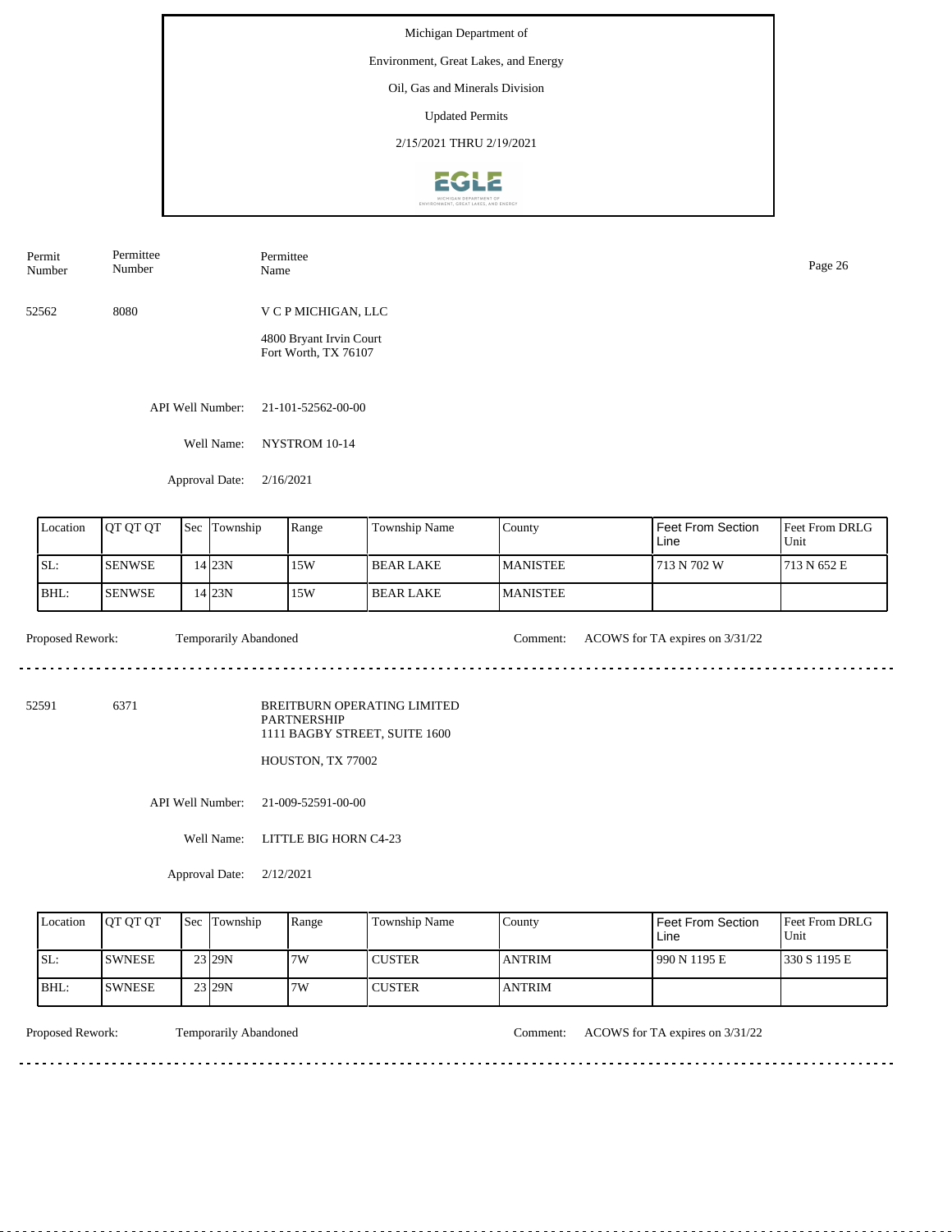Michigan Department of

Environment, Great Lakes, and Energy

Oil, Gas and Minerals Division

Updated Permits

2/15/2021 THRU 2/19/2021

| Permit Number | Permittee Number | Permittee Name |
|---|---|---|
| 52562 | 8080 | V C P MICHIGAN, LLC<br>4800 Bryant Irvin Court<br>Fort Worth, TX 76107 |

API Well Number: 21-101-52562-00-00

Well Name: NYSTROM 10-14

Approval Date: 2/16/2021

| Location | QT QT QT | Sec | Township | Range | Township Name | County | Feet From Section Line | Feet From DRLG Unit |
|---|---|---|---|---|---|---|---|---|
| SL: | SENWSE | 14 | 23N | 15W | BEAR LAKE | MANISTEE | 713 N 702 W | 713 N 652 E |
| BHL: | SENWSE | 14 | 23N | 15W | BEAR LAKE | MANISTEE | | |

Proposed Rework: Temporarily Abandoned

Comment: ACOWS for TA expires on 3/31/22

---

| Permit Number | Permittee Number | Permittee Name |
|---|---|---|
| 52591 | 6371 | BREITBURN OPERATING LIMITED PARTNERSHIP<br>1111 BAGBY STREET, SUITE 1600<br>HOUSTON, TX 77002 |

API Well Number: 21-009-52591-00-00

Well Name: LITTLE BIG HORN C4-23

Approval Date: 2/12/2021

| Location | QT QT QT | Sec | Township | Range | Township Name | County | Feet From Section Line | Feet From DRLG Unit |
|---|---|---|---|---|---|---|---|---|
| SL: | SWNESE | 23 | 29N | 7W | CUSTER | ANTRIM | 990 N 1195 E | 330 S 1195 E |
| BHL: | SWNESE | 23 | 29N | 7W | CUSTER | ANTRIM | | |

Proposed Rework: Temporarily Abandoned

Comment: ACOWS for TA expires on 3/31/22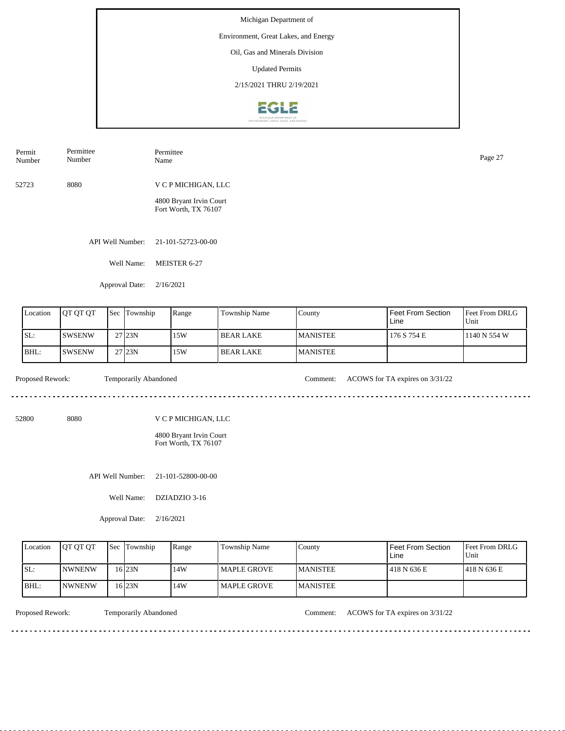Michigan Department of

Environment, Great Lakes, and Energy

Oil, Gas and Minerals Division

Updated Permits

2/15/2021 THRU 2/19/2021

| Permit Number | Permittee Number | Permittee Name |
|---|---|---|
| 52723 | 8080 | V C P MICHIGAN, LLC |

4800 Bryant Irvin Court
Fort Worth, TX 76107

API Well Number: 21-101-52723-00-00

Well Name: MEISTER 6-27

Approval Date: 2/16/2021

| Location | QT QT QT | Sec | Township | Range | Township Name | County | Feet From Section Line | Feet From DRLG Unit |
|---|---|---|---|---|---|---|---|---|
| SL: | SWSENW | 27 | 23N | 15W | BEAR LAKE | MANISTEE | 176 S 754 E | 1140 N 554 W |
| BHL: | SWSENW | 27 | 23N | 15W | BEAR LAKE | MANISTEE | | |

Proposed Rework: Temporarily Abandoned

Comment: ACOWS for TA expires on 3/31/22

---

| Permit Number | Permittee Number | Permittee Name |
|---|---|---|
| 52800 | 8080 | V C P MICHIGAN, LLC |

4800 Bryant Irvin Court
Fort Worth, TX 76107

API Well Number: 21-101-52800-00-00

Well Name: DZIADZIO 3-16

Approval Date: 2/16/2021

| Location | QT QT QT | Sec | Township | Range | Township Name | County | Feet From Section Line | Feet From DRLG Unit |
|---|---|---|---|---|---|---|---|---|
| SL: | NWNENW | 16 | 23N | 14W | MAPLE GROVE | MANISTEE | 418 N 636 E | 418 N 636 E |
| BHL: | NWNENW | 16 | 23N | 14W | MAPLE GROVE | MANISTEE | | |

Proposed Rework: Temporarily Abandoned

Comment: ACOWS for TA expires on 3/31/22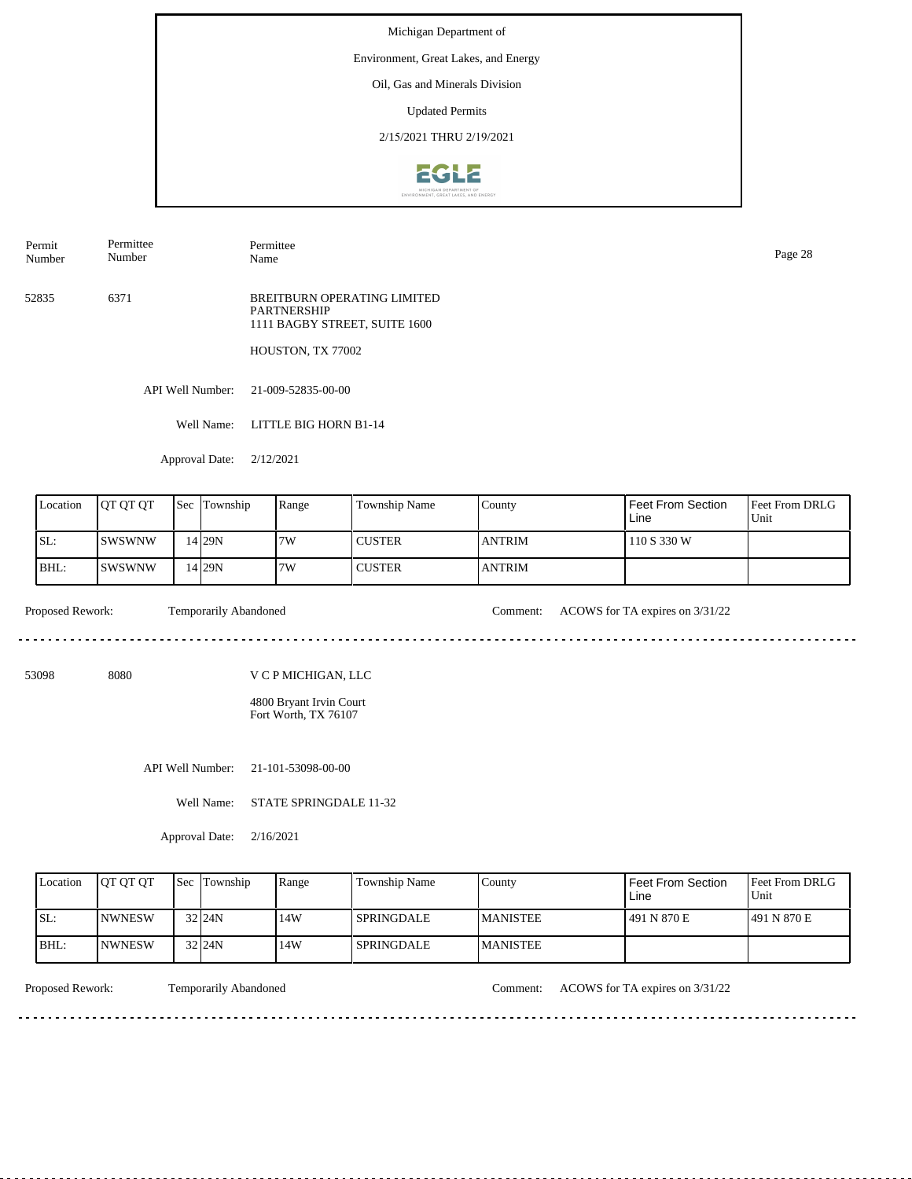Michigan Department of

Environment, Great Lakes, and Energy

Oil, Gas and Minerals Division

Updated Permits

2/15/2021 THRU 2/19/2021

| Permit Number | Permittee Number | Permittee Name |
|---|---|---|
| 52835 | 6371 | BREITBURN OPERATING LIMITED PARTNERSHIP<br>1111 BAGBY STREET, SUITE 1600<br>HOUSTON, TX 77002 |

API Well Number: 21-009-52835-00-00

Well Name: LITTLE BIG HORN B1-14

Approval Date: 2/12/2021

| Location | QT QT QT | Sec | Township | Range | Township Name | County | Feet From Section Line | Feet From DRLG Unit |
|---|---|---|---|---|---|---|---|---|
| SL: | SWSWNW | 14 | 29N | 7W | CUSTER | ANTRIM | 110 S 330 W | |
| BHL: | SWSWNW | 14 | 29N | 7W | CUSTER | ANTRIM | | |

Proposed Rework: Temporarily Abandoned

Comment: ACOWS for TA expires on 3/31/22

---

| Permit Number | Permittee Number | Permittee Name |
|---|---|---|
| 53098 | 8080 | V C P MICHIGAN, LLC<br>4800 Bryant Irvin Court<br>Fort Worth, TX 76107 |

API Well Number: 21-101-53098-00-00

Well Name: STATE SPRINGDALE 11-32

Approval Date: 2/16/2021

| Location | QT QT QT | Sec | Township | Range | Township Name | County | Feet From Section Line | Feet From DRLG Unit |
|---|---|---|---|---|---|---|---|---|
| SL: | NWNESW | 32 | 24N | 14W | SPRINGDALE | MANISTEE | 491 N 870 E | 491 N 870 E |
| BHL: | NWNESW | 32 | 24N | 14W | SPRINGDALE | MANISTEE | | |

Proposed Rework: Temporarily Abandoned

Comment: ACOWS for TA expires on 3/31/22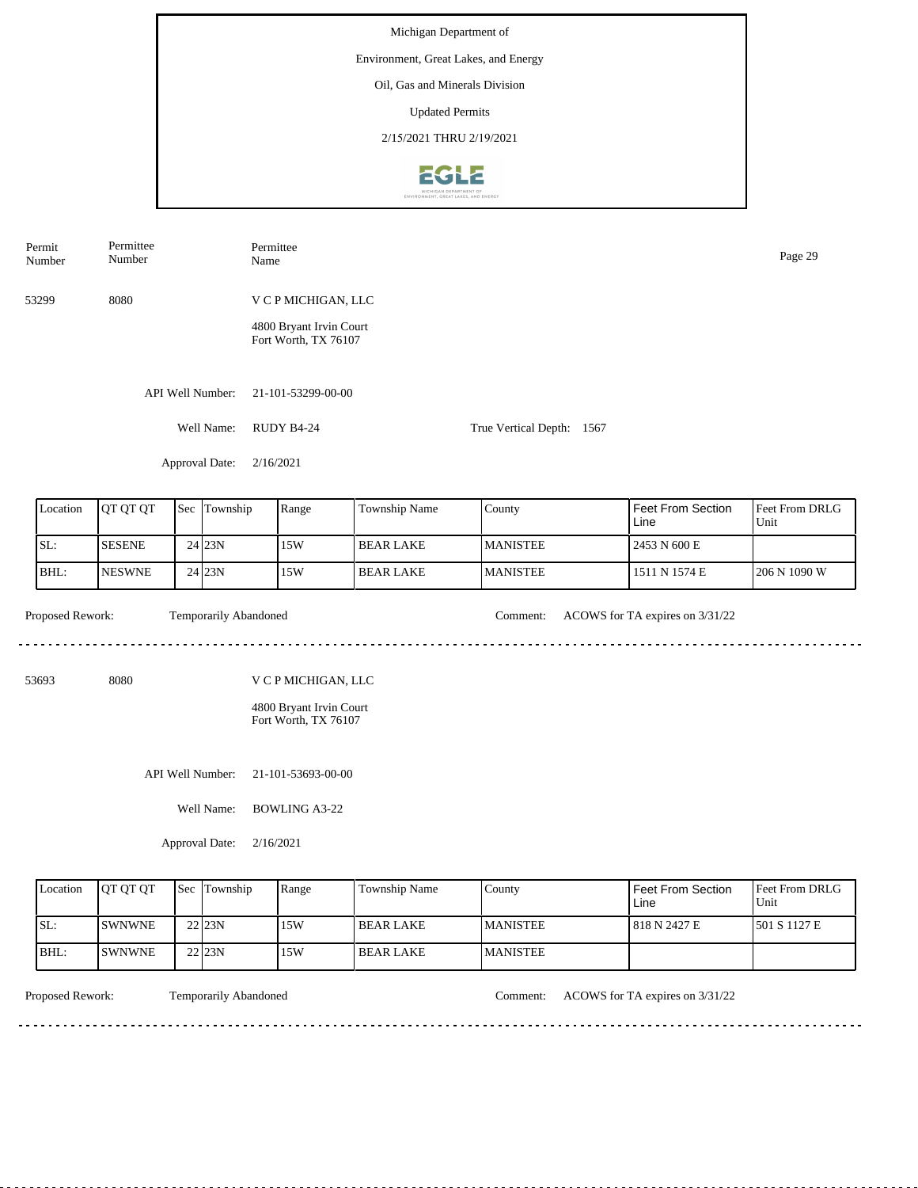Michigan Department of

Environment, Great Lakes, and Energy

Oil, Gas and Minerals Division

Updated Permits

2/15/2021 THRU 2/19/2021

| Permit Number | Permittee Number | Permittee Name |
|---|---|---|
| 53299 | 8080 | V C P MICHIGAN, LLC<br>4800 Bryant Irvin Court<br>Fort Worth, TX 76107 |

API Well Number: 21-101-53299-00-00

Well Name: RUDY B4-24

True Vertical Depth: 1567

Approval Date: 2/16/2021

| Location | QT QT QT | Sec | Township | Range | Township Name | County | Feet From Section Line | Feet From DRLG Unit |
|---|---|---|---|---|---|---|---|---|
| SL: | SESENE | 24 | 23N | 15W | BEAR LAKE | MANISTEE | 2453 N 600 E | |
| BHL: | NESWNE | 24 | 23N | 15W | BEAR LAKE | MANISTEE | 1511 N 1574 E | 206 N 1090 W |

Proposed Rework: Temporarily Abandoned

Comment: ACOWS for TA expires on 3/31/22

---

| Permit Number | Permittee Number | Permittee Name |
|---|---|---|
| 53693 | 8080 | V C P MICHIGAN, LLC<br>4800 Bryant Irvin Court<br>Fort Worth, TX 76107 |

API Well Number: 21-101-53693-00-00

Well Name: BOWLING A3-22

Approval Date: 2/16/2021

| Location | QT QT QT | Sec | Township | Range | Township Name | County | Feet From Section Line | Feet From DRLG Unit |
|---|---|---|---|---|---|---|---|---|
| SL: | SWNWNE | 22 | 23N | 15W | BEAR LAKE | MANISTEE | 818 N 2427 E | 501 S 1127 E |
| BHL: | SWNWNE | 22 | 23N | 15W | BEAR LAKE | MANISTEE | | |

Proposed Rework: Temporarily Abandoned

Comment: ACOWS for TA expires on 3/31/22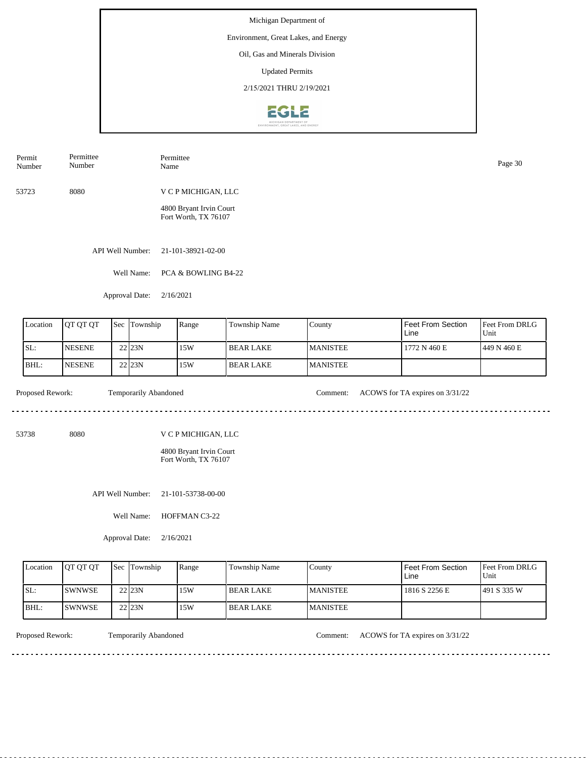Michigan Department of

Environment, Great Lakes, and Energy

Oil, Gas and Minerals Division

Updated Permits

2/15/2021 THRU 2/19/2021

| Permit Number | Permittee Number | Permittee Name |
|---|---|---|
| 53723 | 8080 | V C P MICHIGAN, LLC |

4800 Bryant Irvin Court
Fort Worth, TX 76107

API Well Number: 21-101-38921-02-00

Well Name: PCA & BOWLING B4-22

Approval Date: 2/16/2021

| Location | QT QT QT | Sec | Township | Range | Township Name | County | Feet From Section Line | Feet From DRLG Unit |
|---|---|---|---|---|---|---|---|---|
| SL: | NESENE | 22 | 23N | 15W | BEAR LAKE | MANISTEE | 1772 N 460 E | 449 N 460 E |
| BHL: | NESENE | 22 | 23N | 15W | BEAR LAKE | MANISTEE | | |

Proposed Rework: Temporarily Abandoned

Comment: ACOWS for TA expires on 3/31/22

---

| Permit Number | Permittee Number | Permittee Name |
|---|---|---|
| 53738 | 8080 | V C P MICHIGAN, LLC |

4800 Bryant Irvin Court
Fort Worth, TX 76107

API Well Number: 21-101-53738-00-00

Well Name: HOFFMAN C3-22

Approval Date: 2/16/2021

| Location | QT QT QT | Sec | Township | Range | Township Name | County | Feet From Section Line | Feet From DRLG Unit |
|---|---|---|---|---|---|---|---|---|
| SL: | SWNWSE | 22 | 23N | 15W | BEAR LAKE | MANISTEE | 1816 S 2256 E | 491 S 335 W |
| BHL: | SWNWSE | 22 | 23N | 15W | BEAR LAKE | MANISTEE | | |

Proposed Rework: Temporarily Abandoned

Comment: ACOWS for TA expires on 3/31/22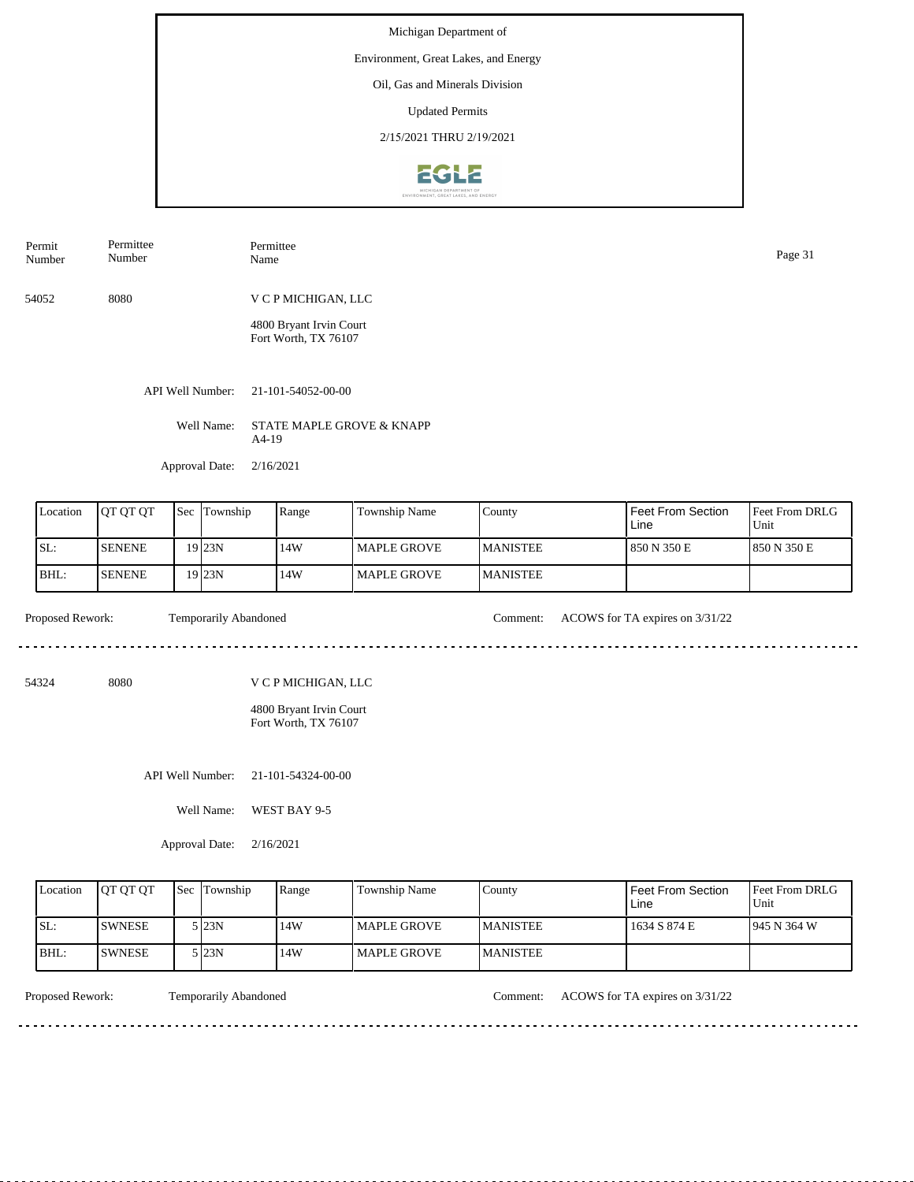Michigan Department of

Environment, Great Lakes, and Energy

Oil, Gas and Minerals Division

Updated Permits

2/15/2021 THRU 2/19/2021

| Permit Number | Permittee Number | Permittee Name |
|---|---|---|

54052 | 8080 | V C P MICHIGAN, LLC

4800 Bryant Irvin Court
Fort Worth, TX 76107

API Well Number: 21-101-54052-00-00

Well Name: STATE MAPLE GROVE & KNAPP A4-19

Approval Date: 2/16/2021

| Location | QT QT QT | Sec | Township | Range | Township Name | County | Feet From Section Line | Feet From DRLG Unit |
|---|---|---|---|---|---|---|---|---|
| SL: | SENENE | 19 | 23N | 14W | MAPLE GROVE | MANISTEE | 850 N 350 E | 850 N 350 E |
| BHL: | SENENE | 19 | 23N | 14W | MAPLE GROVE | MANISTEE | | |

Proposed Rework: Temporarily Abandoned

Comment: ACOWS for TA expires on 3/31/22

---

54324 | 8080 | V C P MICHIGAN, LLC

4800 Bryant Irvin Court
Fort Worth, TX 76107

API Well Number: 21-101-54324-00-00

Well Name: WEST BAY 9-5

Approval Date: 2/16/2021

| Location | QT QT QT | Sec | Township | Range | Township Name | County | Feet From Section Line | Feet From DRLG Unit |
|---|---|---|---|---|---|---|---|---|
| SL: | SWNESE | 5 | 23N | 14W | MAPLE GROVE | MANISTEE | 1634 S 874 E | 945 N 364 W |
| BHL: | SWNESE | 5 | 23N | 14W | MAPLE GROVE | MANISTEE | | |

Proposed Rework: Temporarily Abandoned

Comment: ACOWS for TA expires on 3/31/22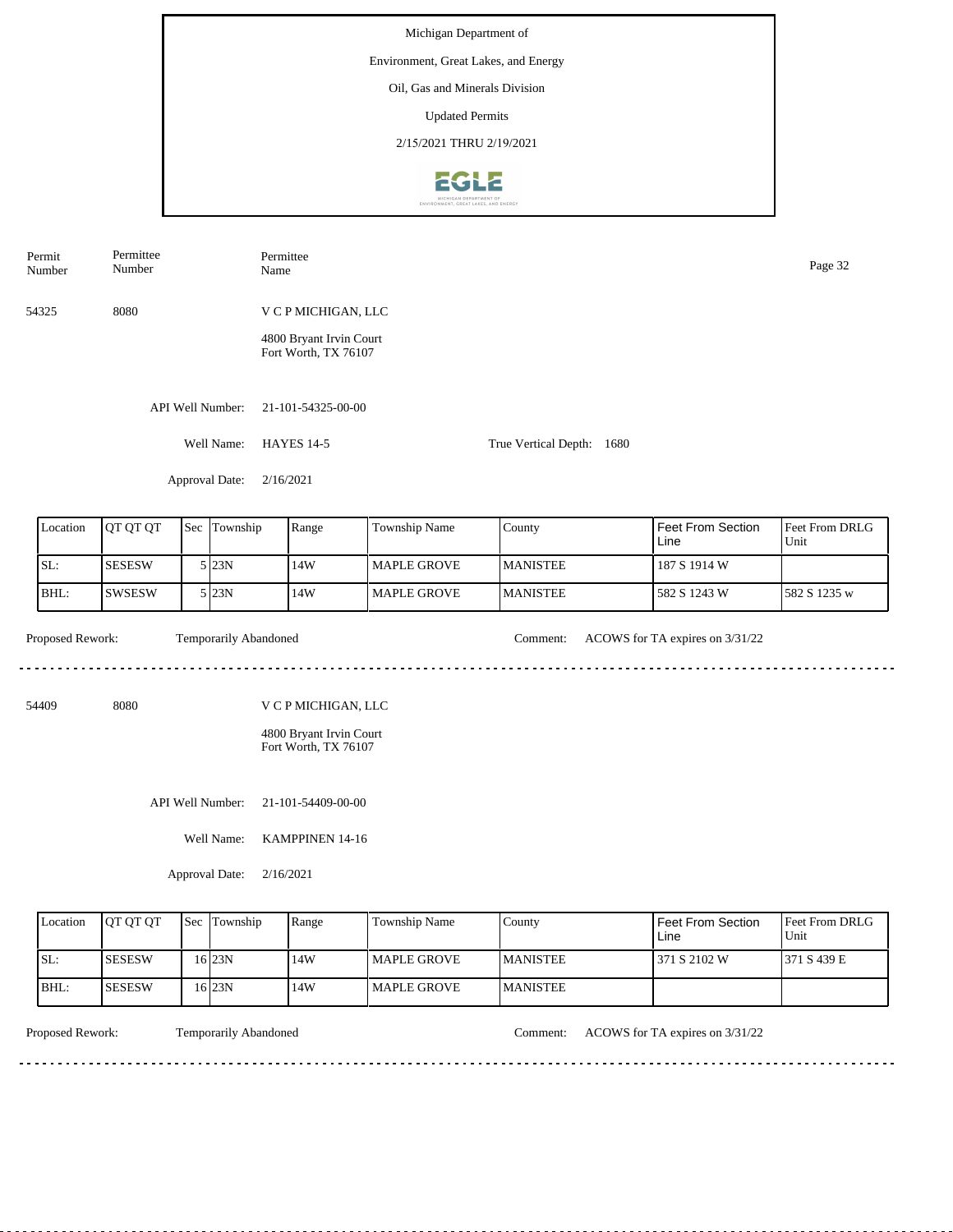Michigan Department of

Environment, Great Lakes, and Energy

Oil, Gas and Minerals Division

Updated Permits

2/15/2021 THRU 2/19/2021

| Permit Number | Permittee Number | Permittee Name |
|---|---|---|
| 54325 | 8080 | V C P MICHIGAN, LLC<br>4800 Bryant Irvin Court<br>Fort Worth, TX 76107 |

API Well Number: 21-101-54325-00-00

Well Name: HAYES 14-5

True Vertical Depth: 1680

Approval Date: 2/16/2021

| Location | QT QT QT | Sec | Township | Range | Township Name | County | Feet From Section Line | Feet From DRLG Unit |
|---|---|---|---|---|---|---|---|---|
| SL: | SESESW | 5 | 23N | 14W | MAPLE GROVE | MANISTEE | 187 S 1914 W | |
| BHL: | SWSESW | 5 | 23N | 14W | MAPLE GROVE | MANISTEE | 582 S 1243 W | 582 S 1235 w |

Proposed Rework: Temporarily Abandoned

Comment: ACOWS for TA expires on 3/31/22

---

| Permit Number | Permittee Number | Permittee Name |
|---|---|---|
| 54409 | 8080 | V C P MICHIGAN, LLC<br>4800 Bryant Irvin Court<br>Fort Worth, TX 76107 |

API Well Number: 21-101-54409-00-00

Well Name: KAMPPINEN 14-16

Approval Date: 2/16/2021

| Location | QT QT QT | Sec | Township | Range | Township Name | County | Feet From Section Line | Feet From DRLG Unit |
|---|---|---|---|---|---|---|---|---|
| SL: | SESESW | 16 | 23N | 14W | MAPLE GROVE | MANISTEE | 371 S 2102 W | 371 S 439 E |
| BHL: | SESESW | 16 | 23N | 14W | MAPLE GROVE | MANISTEE | | |

Proposed Rework: Temporarily Abandoned

Comment: ACOWS for TA expires on 3/31/22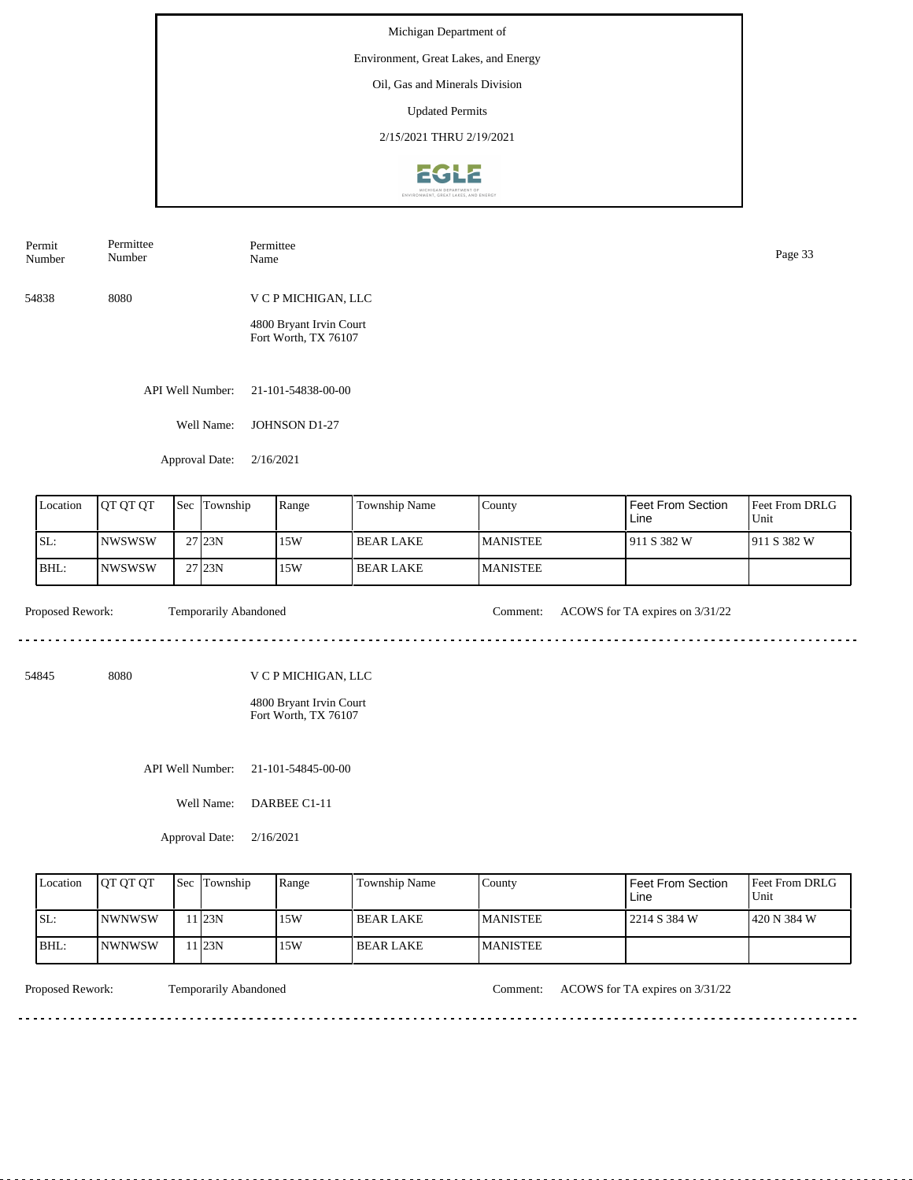Michigan Department of

Environment, Great Lakes, and Energy

Oil, Gas and Minerals Division

Updated Permits

2/15/2021 THRU 2/19/2021

| Permit Number | Permittee Number | Permittee Name |
|---|---|---|
| 54838 | 8080 | V C P MICHIGAN, LLC<br>4800 Bryant Irvin Court<br>Fort Worth, TX 76107 |

API Well Number: 21-101-54838-00-00

Well Name: JOHNSON D1-27

Approval Date: 2/16/2021

| Location | QT QT QT | Sec | Township | Range | Township Name | County | Feet From Section Line | Feet From DRLG Unit |
|---|---|---|---|---|---|---|---|---|
| SL: | NWSWSW | 27 | 23N | 15W | BEAR LAKE | MANISTEE | 911 S 382 W | 911 S 382 W |
| BHL: | NWSWSW | 27 | 23N | 15W | BEAR LAKE | MANISTEE | | |

Proposed Rework: Temporarily Abandoned

Comment: ACOWS for TA expires on 3/31/22

---

| Permit Number | Permittee Number | Permittee Name |
|---|---|---|
| 54845 | 8080 | V C P MICHIGAN, LLC<br>4800 Bryant Irvin Court<br>Fort Worth, TX 76107 |

API Well Number: 21-101-54845-00-00

Well Name: DARBEE C1-11

Approval Date: 2/16/2021

| Location | QT QT QT | Sec | Township | Range | Township Name | County | Feet From Section Line | Feet From DRLG Unit |
|---|---|---|---|---|---|---|---|---|
| SL: | NWNWSW | 11 | 23N | 15W | BEAR LAKE | MANISTEE | 2214 S 384 W | 420 N 384 W |
| BHL: | NWNWSW | 11 | 23N | 15W | BEAR LAKE | MANISTEE | | |

Proposed Rework: Temporarily Abandoned

Comment: ACOWS for TA expires on 3/31/22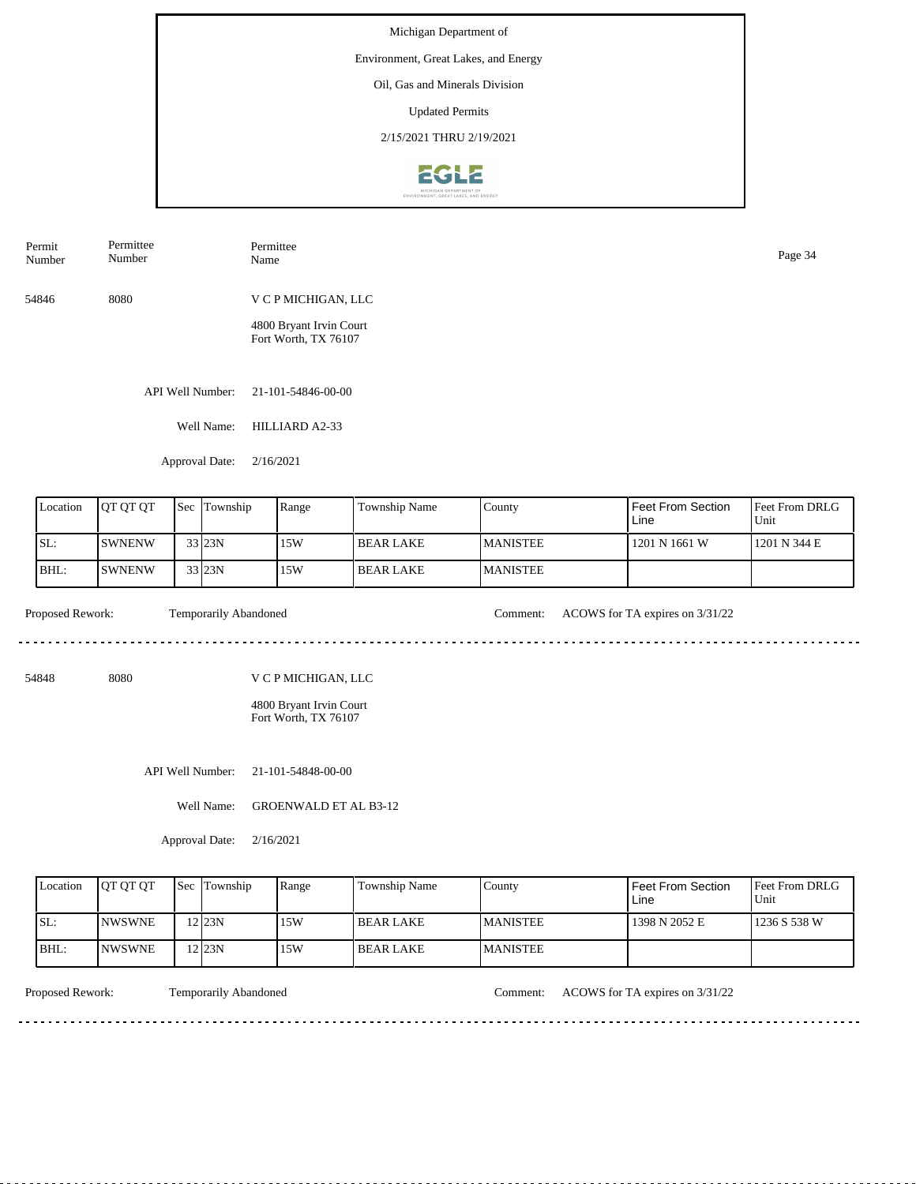Michigan Department of

Environment, Great Lakes, and Energy

Oil, Gas and Minerals Division

Updated Permits

2/15/2021 THRU 2/19/2021

| Permit Number | Permittee Number | Permittee Name |
|---|---|---|
| 54846 | 8080 | V C P MICHIGAN, LLC |

4800 Bryant Irvin Court
Fort Worth, TX 76107

API Well Number: 21-101-54846-00-00

Well Name: HILLIARD A2-33

Approval Date: 2/16/2021

| Location | QT QT QT | Sec | Township | Range | Township Name | County | Feet From Section Line | Feet From DRLG Unit |
|---|---|---|---|---|---|---|---|---|
| SL: | SWNENW | 33 | 23N | 15W | BEAR LAKE | MANISTEE | 1201 N 1661 W | 1201 N 344 E |
| BHL: | SWNENW | 33 | 23N | 15W | BEAR LAKE | MANISTEE | | |

Proposed Rework: Temporarily Abandoned

Comment: ACOWS for TA expires on 3/31/22

---

| Permit Number | Permittee Number | Permittee Name |
|---|---|---|
| 54848 | 8080 | V C P MICHIGAN, LLC |

4800 Bryant Irvin Court
Fort Worth, TX 76107

API Well Number: 21-101-54848-00-00

Well Name: GROENWALD ET AL B3-12

Approval Date: 2/16/2021

| Location | QT QT QT | Sec | Township | Range | Township Name | County | Feet From Section Line | Feet From DRLG Unit |
|---|---|---|---|---|---|---|---|---|
| SL: | NWSWNE | 12 | 23N | 15W | BEAR LAKE | MANISTEE | 1398 N 2052 E | 1236 S 538 W |
| BHL: | NWSWNE | 12 | 23N | 15W | BEAR LAKE | MANISTEE | | |

Proposed Rework: Temporarily Abandoned

Comment: ACOWS for TA expires on 3/31/22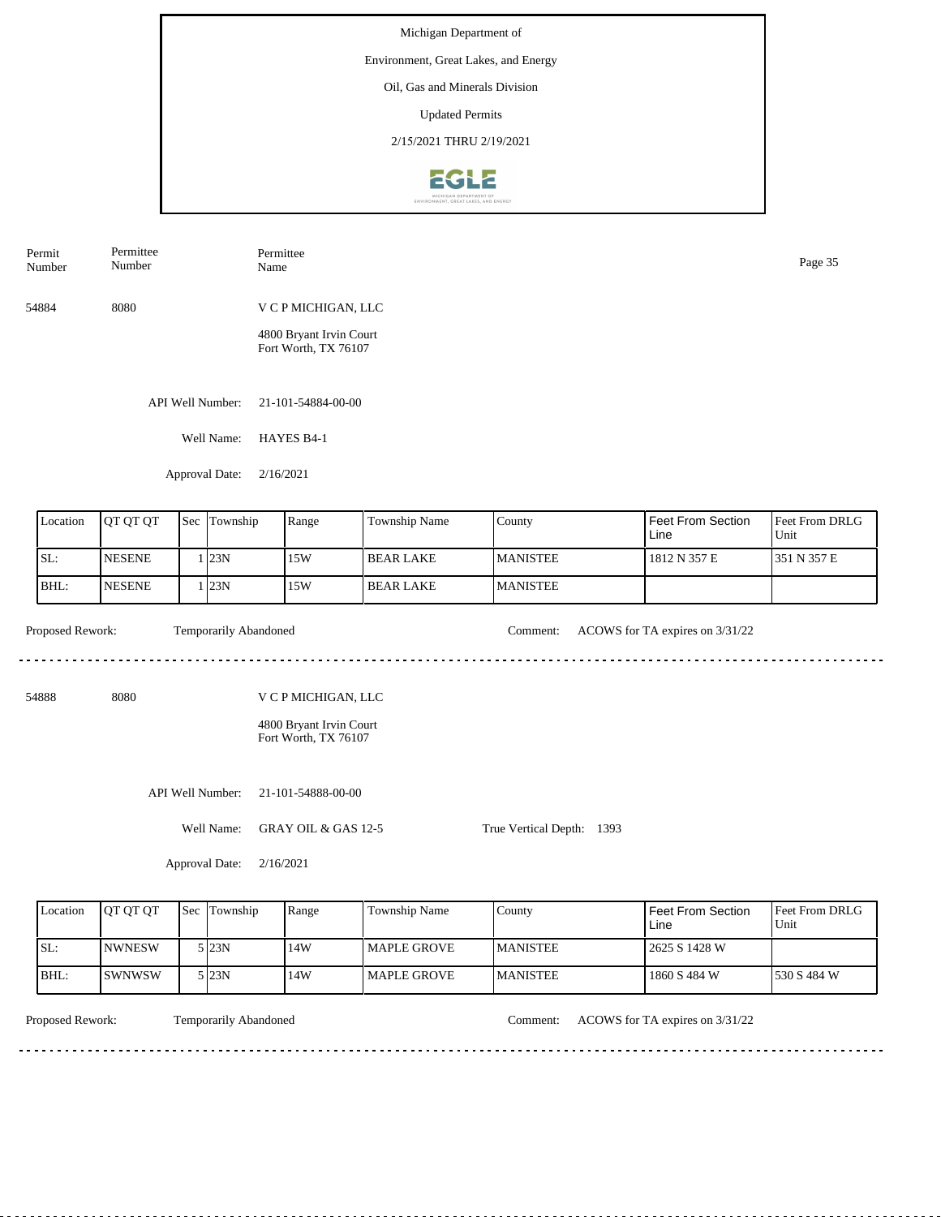Michigan Department of

Environment, Great Lakes, and Energy

Oil, Gas and Minerals Division

Updated Permits

2/15/2021 THRU 2/19/2021

| Permit Number | Permittee Number | Permittee Name |
|---|---|---|
| 54884 | 8080 | V C P MICHIGAN, LLC<br>4800 Bryant Irvin Court<br>Fort Worth, TX 76107 |

API Well Number: 21-101-54884-00-00

Well Name: HAYES B4-1

Approval Date: 2/16/2021

| Location | QT QT QT | Sec | Township | Range | Township Name | County | Feet From Section Line | Feet From DRLG Unit |
|---|---|---|---|---|---|---|---|---|
| SL: | NESENE | 1 | 23N | 15W | BEAR LAKE | MANISTEE | 1812 N 357 E | 351 N 357 E |
| BHL: | NESENE | 1 | 23N | 15W | BEAR LAKE | MANISTEE | | |

Proposed Rework: Temporarily Abandoned

Comment: ACOWS for TA expires on 3/31/22

---

| Permit Number | Permittee Number | Permittee Name |
|---|---|---|
| 54888 | 8080 | V C P MICHIGAN, LLC<br>4800 Bryant Irvin Court<br>Fort Worth, TX 76107 |

API Well Number: 21-101-54888-00-00

Well Name: GRAY OIL & GAS 12-5

True Vertical Depth: 1393

Approval Date: 2/16/2021

| Location | QT QT QT | Sec | Township | Range | Township Name | County | Feet From Section Line | Feet From DRLG Unit |
|---|---|---|---|---|---|---|---|---|
| SL: | NWNESW | 5 | 23N | 14W | MAPLE GROVE | MANISTEE | 2625 S 1428 W | |
| BHL: | SWNWSW | 5 | 23N | 14W | MAPLE GROVE | MANISTEE | 1860 S 484 W | 530 S 484 W |

Proposed Rework: Temporarily Abandoned

Comment: ACOWS for TA expires on 3/31/22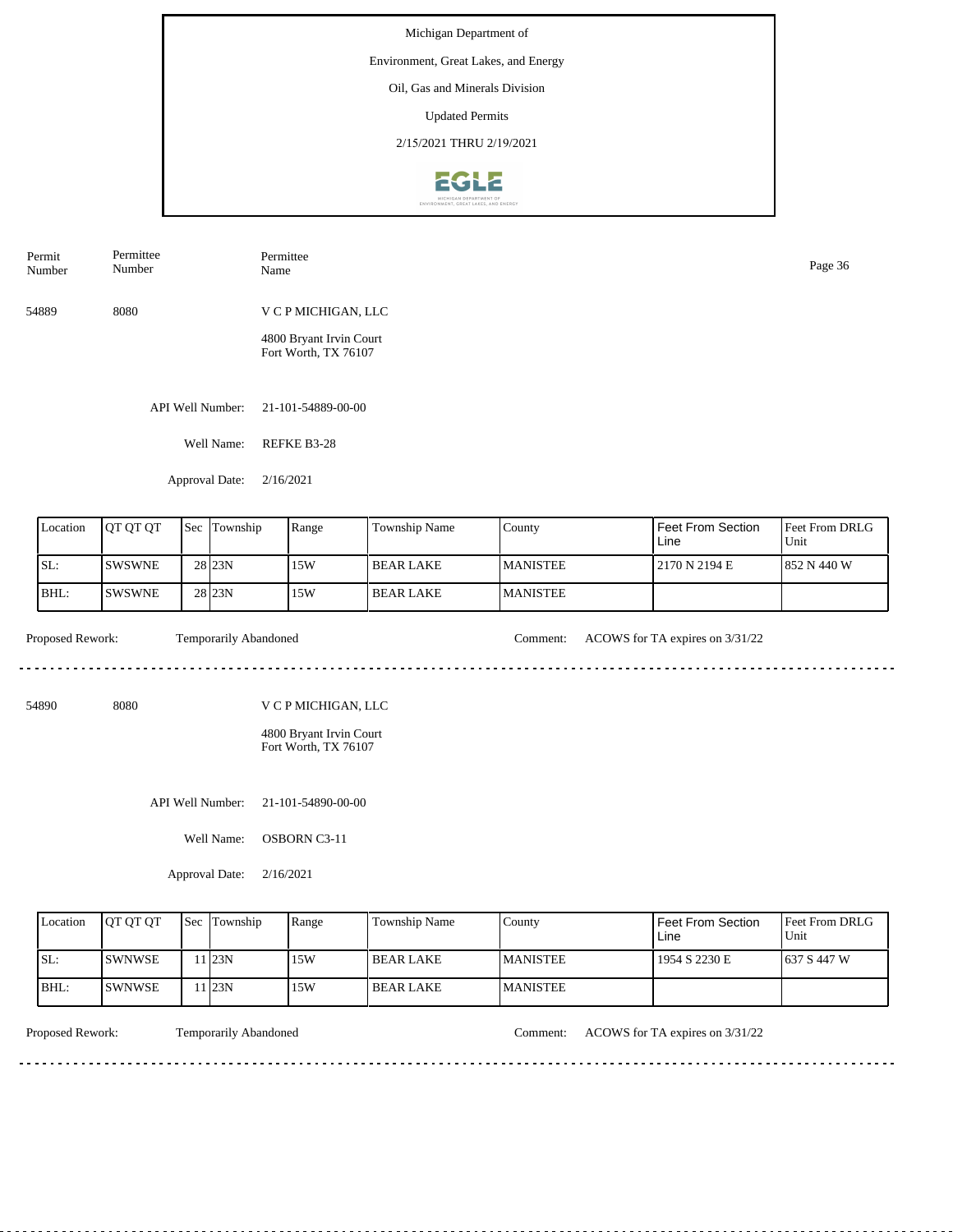Michigan Department of

Environment, Great Lakes, and Energy

Oil, Gas and Minerals Division

Updated Permits

2/15/2021 THRU 2/19/2021

| Permit Number | Permittee Number | Permittee Name |
|---|---|---|
| 54889 | 8080 | V C P MICHIGAN, LLC<br>4800 Bryant Irvin Court<br>Fort Worth, TX 76107 |

API Well Number: 21-101-54889-00-00

Well Name: REFKE B3-28

Approval Date: 2/16/2021

| Location | QT QT QT | Sec | Township | Range | Township Name | County | Feet From Section Line | Feet From DRLG Unit |
|---|---|---|---|---|---|---|---|---|
| SL: | SWSWNE | 28 | 23N | 15W | BEAR LAKE | MANISTEE | 2170 N 2194 E | 852 N 440 W |
| BHL: | SWSWNE | 28 | 23N | 15W | BEAR LAKE | MANISTEE | | |

Proposed Rework: Temporarily Abandoned

Comment: ACOWS for TA expires on 3/31/22

---

| Permit Number | Permittee Number | Permittee Name |
|---|---|---|
| 54890 | 8080 | V C P MICHIGAN, LLC<br>4800 Bryant Irvin Court<br>Fort Worth, TX 76107 |

API Well Number: 21-101-54890-00-00

Well Name: OSBORN C3-11

Approval Date: 2/16/2021

| Location | QT QT QT | Sec | Township | Range | Township Name | County | Feet From Section Line | Feet From DRLG Unit |
|---|---|---|---|---|---|---|---|---|
| SL: | SWNWSE | 11 | 23N | 15W | BEAR LAKE | MANISTEE | 1954 S 2230 E | 637 S 447 W |
| BHL: | SWNWSE | 11 | 23N | 15W | BEAR LAKE | MANISTEE | | |

Proposed Rework: Temporarily Abandoned

Comment: ACOWS for TA expires on 3/31/22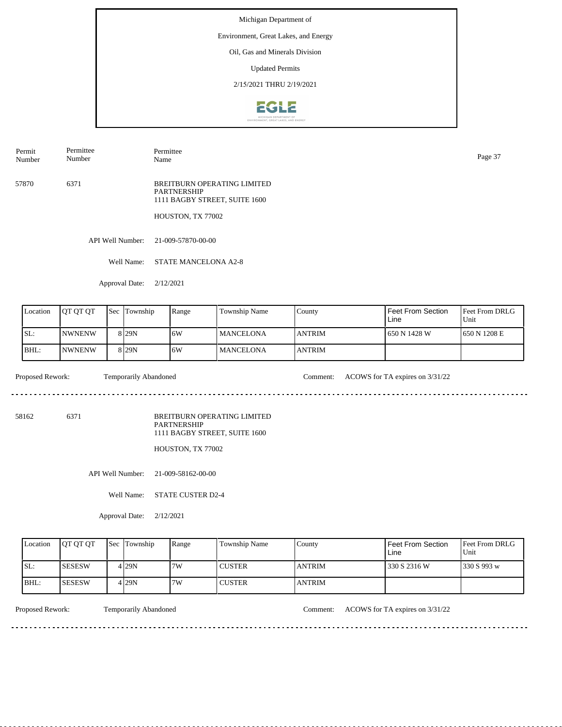Michigan Department of

Environment, Great Lakes, and Energy

Oil, Gas and Minerals Division

Updated Permits

2/15/2021 THRU 2/19/2021

| Permit Number | Permittee Number | Permittee Name |
|---|---|---|

57870 6371 BREITBURN OPERATING LIMITED PARTNERSHIP
1111 BAGBY STREET, SUITE 1600

HOUSTON, TX 77002

API Well Number: 21-009-57870-00-00

Well Name: STATE MANCELONA A2-8

Approval Date: 2/12/2021

| Location | QT QT QT | Sec | Township | Range | Township Name | County | Feet From Section Line | Feet From DRLG Unit |
|---|---|---|---|---|---|---|---|---|
| SL: | NWNENW | 8 | 29N | 6W | MANCELONA | ANTRIM | 650 N 1428 W | 650 N 1208 E |
| BHL: | NWNENW | 8 | 29N | 6W | MANCELONA | ANTRIM | | |

Proposed Rework: Temporarily Abandoned

Comment: ACOWS for TA expires on 3/31/22

---

58162 6371 BREITBURN OPERATING LIMITED PARTNERSHIP
1111 BAGBY STREET, SUITE 1600

HOUSTON, TX 77002

API Well Number: 21-009-58162-00-00

Well Name: STATE CUSTER D2-4

Approval Date: 2/12/2021

| Location | QT QT QT | Sec | Township | Range | Township Name | County | Feet From Section Line | Feet From DRLG Unit |
|---|---|---|---|---|---|---|---|---|
| SL: | SESESW | 4 | 29N | 7W | CUSTER | ANTRIM | 330 S 2316 W | 330 S 993 w |
| BHL: | SESESW | 4 | 29N | 7W | CUSTER | ANTRIM | | |

Proposed Rework: Temporarily Abandoned

Comment: ACOWS for TA expires on 3/31/22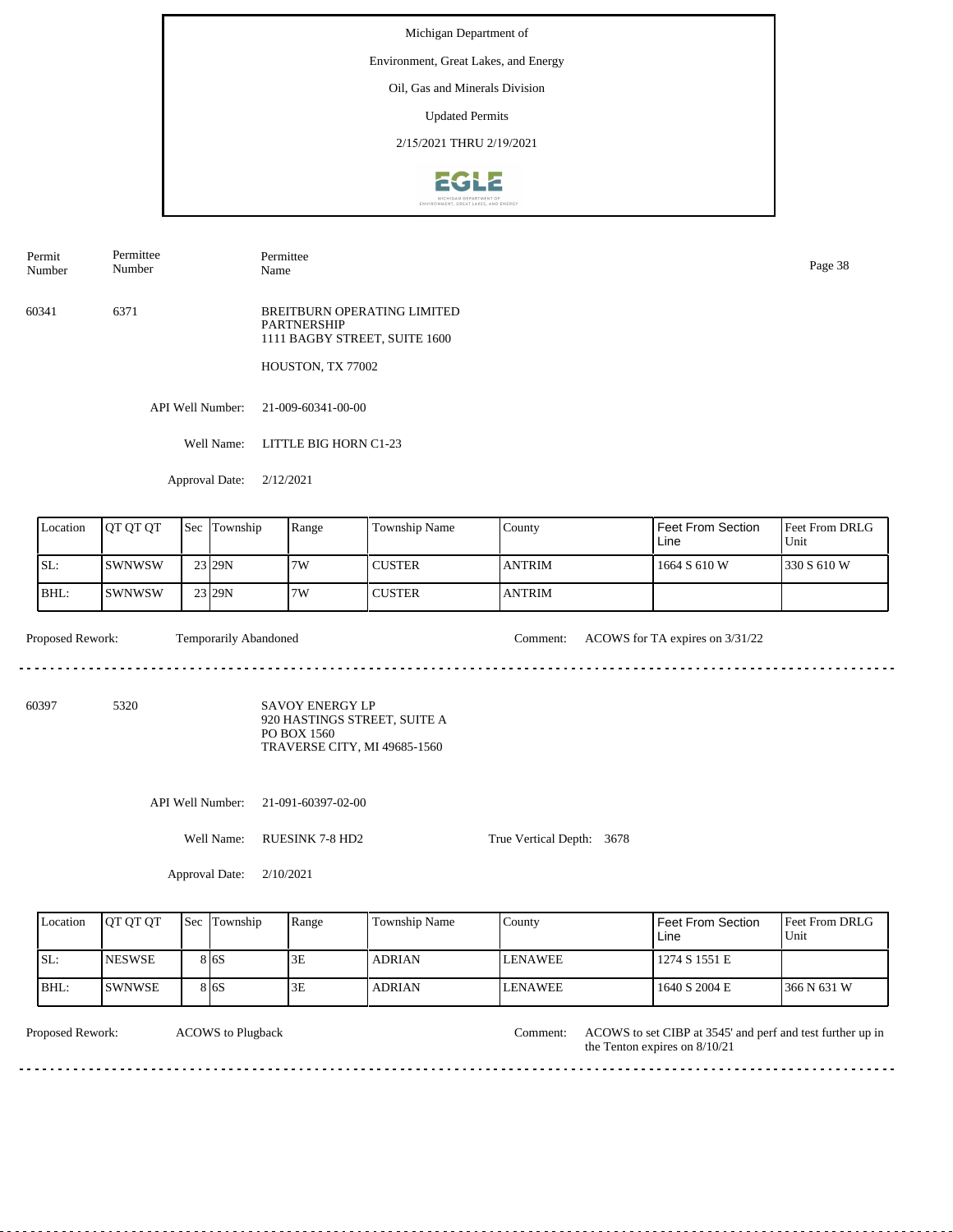Michigan Department of

Environment, Great Lakes, and Energy

Oil, Gas and Minerals Division

Updated Permits

2/15/2021 THRU 2/19/2021

| Permit Number | Permittee Number | Permittee Name |
|---|---|---|
| 60341 | 6371 | BREITBURN OPERATING LIMITED PARTNERSHIP 1111 BAGBY STREET, SUITE 1600 HOUSTON, TX 77002 |

API Well Number: 21-009-60341-00-00

Well Name: LITTLE BIG HORN C1-23

Approval Date: 2/12/2021

| Location | QT QT QT | Sec | Township | Range | Township Name | County | Feet From Section Line | Feet From DRLG Unit |
|---|---|---|---|---|---|---|---|---|
| SL: | SWNWSW | 23 | 29N | 7W | CUSTER | ANTRIM | 1664 S 610 W | 330 S 610 W |
| BHL: | SWNWSW | 23 | 29N | 7W | CUSTER | ANTRIM | | |

Proposed Rework: Temporarily Abandoned

Comment: ACOWS for TA expires on 3/31/22

---

| Permit Number | Permittee Number | Permittee Name |
|---|---|---|
| 60397 | 5320 | SAVOY ENERGY LP 920 HASTINGS STREET, SUITE A PO BOX 1560 TRAVERSE CITY, MI 49685-1560 |

API Well Number: 21-091-60397-02-00

Well Name: RUESINK 7-8 HD2

True Vertical Depth: 3678

Approval Date: 2/10/2021

| Location | QT QT QT | Sec | Township | Range | Township Name | County | Feet From Section Line | Feet From DRLG Unit |
|---|---|---|---|---|---|---|---|---|
| SL: | NESWSE | 8 | 6S | 3E | ADRIAN | LENAWEE | 1274 S 1551 E | |
| BHL: | SWNWSE | 8 | 6S | 3E | ADRIAN | LENAWEE | 1640 S 2004 E | 366 N 631 W |

Proposed Rework: ACOWS to Plugback

Comment: ACOWS to set CIBP at 3545' and perf and test further up in the Tenton expires on 8/10/21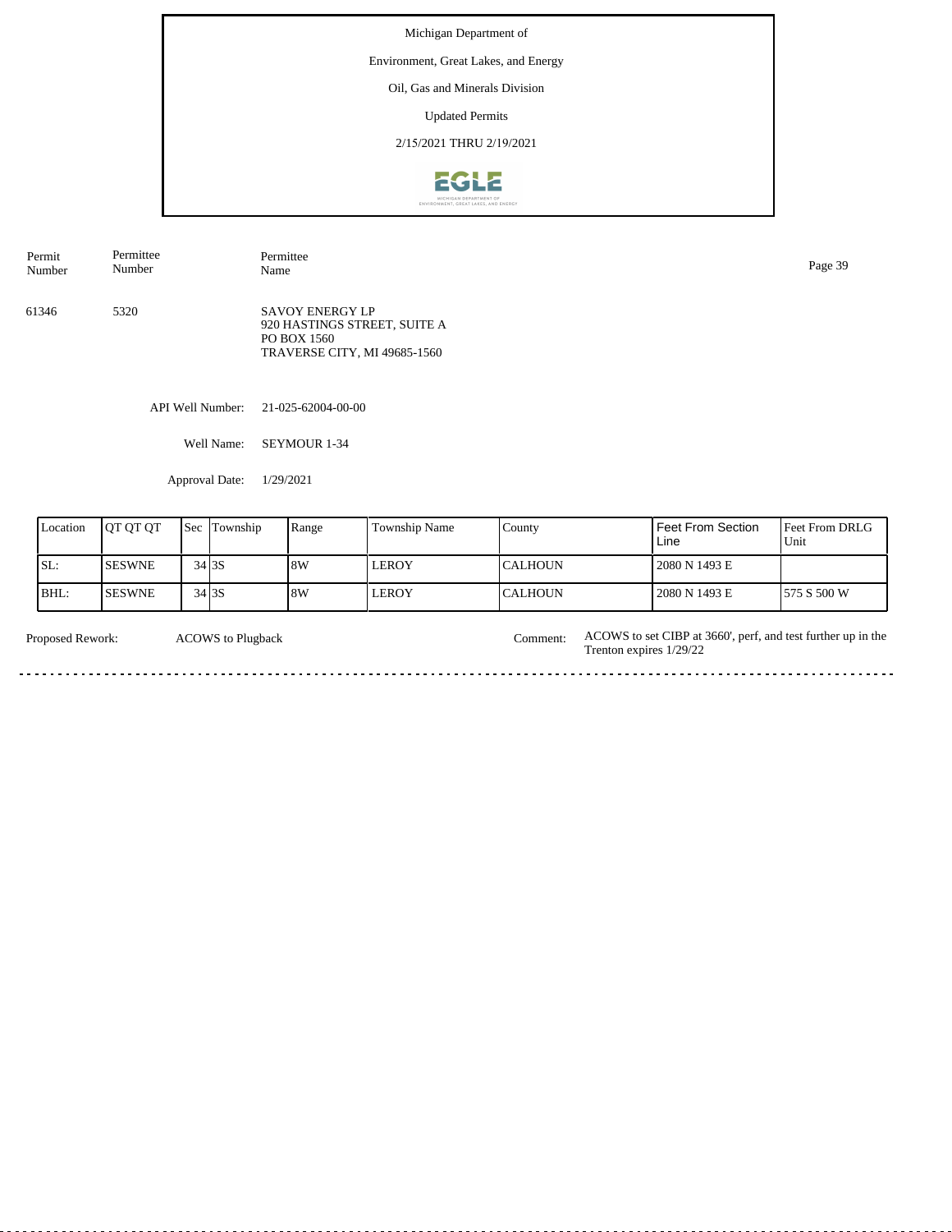Michigan Department of

Environment, Great Lakes, and Energy

Oil, Gas and Minerals Division

Updated Permits

2/15/2021 THRU 2/19/2021

| Permit Number | Permittee Number | Permittee Name |
|---|---|---|
| 61346 | 5320 | SAVOY ENERGY LP<br>920 HASTINGS STREET, SUITE A<br>PO BOX 1560<br>TRAVERSE CITY, MI 49685-1560 |

API Well Number: 21-025-62004-00-00

Well Name: SEYMOUR 1-34

Approval Date: 1/29/2021

| Location | QT QT QT | Sec | Township | Range | Township Name | County | Feet From Section Line | Feet From DRLG Unit |
|---|---|---|---|---|---|---|---|---|
| SL: | SESWNE | 34 | 3S | 8W | LEROY | CALHOUN | 2080 N 1493 E | |
| BHL: | SESWNE | 34 | 3S | 8W | LEROY | CALHOUN | 2080 N 1493 E | 575 S 500 W |

Proposed Rework: ACOWS to Plugback

Comment: ACOWS to set CIBP at 3660', perf, and test further up in the Trenton expires 1/29/22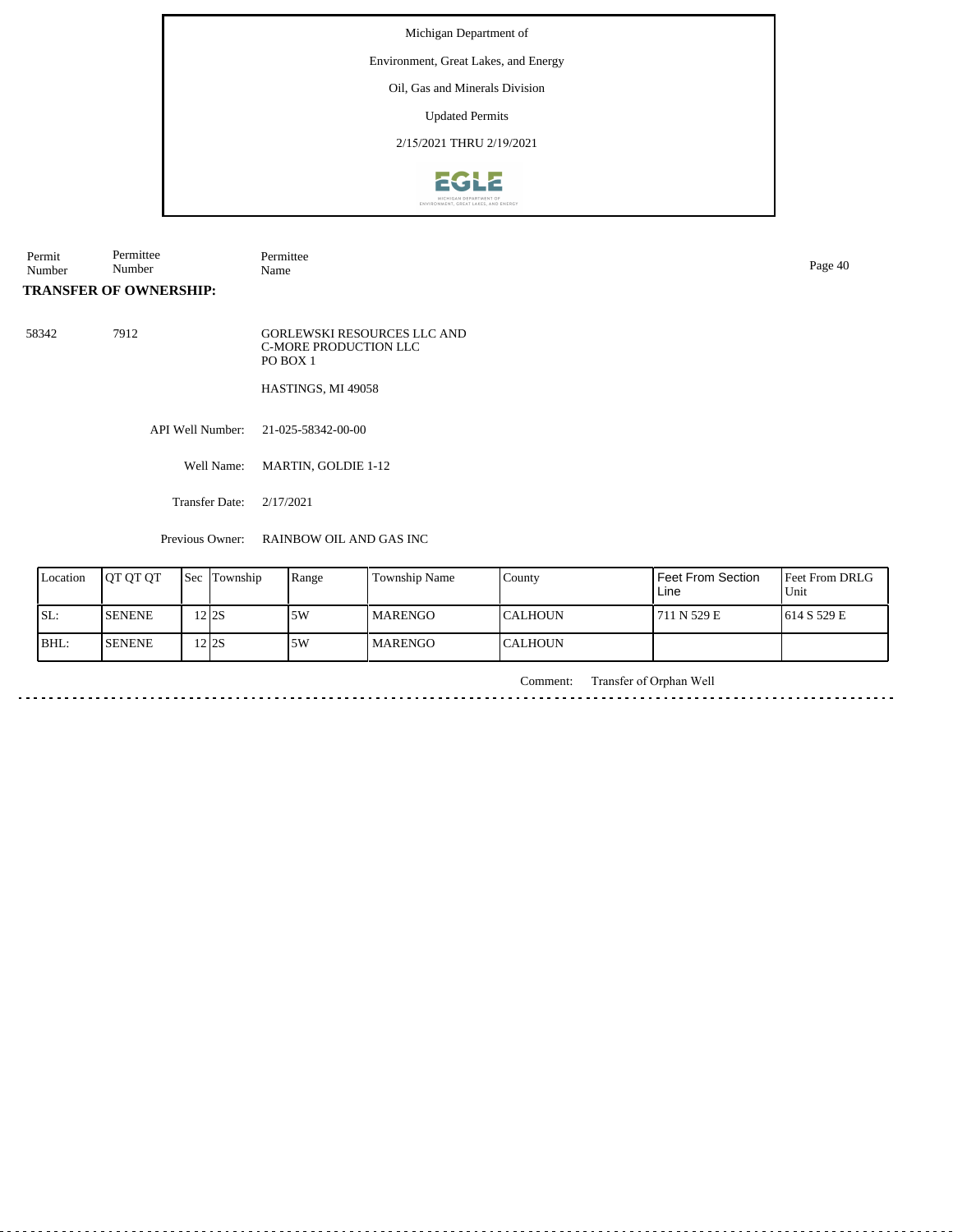Michigan Department of

Environment, Great Lakes, and Energy

Oil, Gas and Minerals Division

Updated Permits

2/15/2021 THRU 2/19/2021

| Permit Number | Permittee Number | Permittee Name |
|---|---|---|

**TRANSFER OF OWNERSHIP:**

| | | |
|---|---|---|
| 58342 | 7912 | GORLEWSKI RESOURCES LLC AND C-MORE PRODUCTION LLC<br>PO BOX 1<br><br>HASTINGS, MI 49058 |

API Well Number: 21-025-58342-00-00

Well Name: MARTIN, GOLDIE 1-12

Transfer Date: 2/17/2021

Previous Owner: RAINBOW OIL AND GAS INC

| Location | QT QT QT | Sec | Township | Range | Township Name | County | Feet From Section Line | Feet From DRLG Unit |
|---|---|---|---|---|---|---|---|---|
| SL: | SENENE | 12 | 2S | 5W | MARENGO | CALHOUN | 711 N 529 E | 614 S 529 E |
| BHL: | SENENE | 12 | 2S | 5W | MARENGO | CALHOUN | | |

Comment: Transfer of Orphan Well